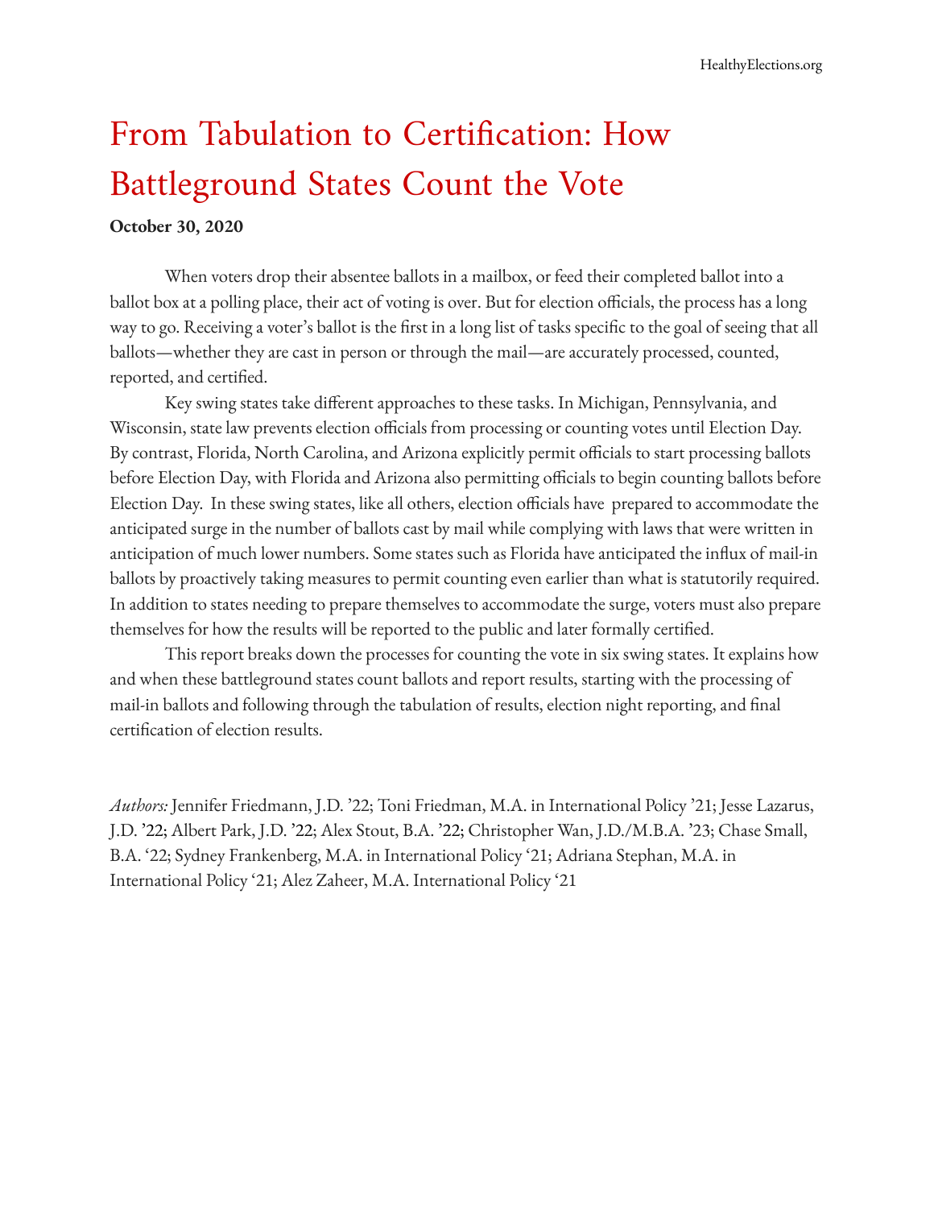# From Tabulation to Certification: How Battleground States Count the Vote

**October 30, 2020**

When voters drop their absentee ballots in a mailbox, or feed their completed ballot into a ballot box at a polling place, their act of voting is over. But for election officials, the process has a long way to go. Receiving a voter's ballot is the first in a long list of tasks specific to the goal of seeing that all ballots—whether they are cast in person or through the mail—are accurately processed, counted, reported, and certified.

Key swing states take different approaches to these tasks. In Michigan, Pennsylvania, and Wisconsin, state law prevents election officials from processing or counting votes until Election Day. By contrast, Florida, North Carolina, and Arizona explicitly permit officials to start processing ballots before Election Day, with Florida and Arizona also permitting officials to begin counting ballots before Election Day. In these swing states, like all others, election officials have prepared to accommodate the anticipated surge in the number of ballots cast by mail while complying with laws that were written in anticipation of much lower numbers. Some states such as Florida have anticipated the influx of mail-in ballots by proactively taking measures to permit counting even earlier than what is statutorily required. In addition to states needing to prepare themselves to accommodate the surge, voters must also prepare themselves for how the results will be reported to the public and later formally certified.

This report breaks down the processes for counting the vote in six swing states. It explains how and when these battleground states count ballots and report results, starting with the processing of mail-in ballots and following through the tabulation of results, election night reporting, and final certification of election results.

*Authors:* Jennifer Friedmann, J.D. '22; Toni Friedman, M.A. in International Policy '21; Jesse Lazarus, J.D. '22; Albert Park, J.D. '22; Alex Stout, B.A. '22; Christopher Wan, J.D./M.B.A. '23; Chase Small, B.A. '22; Sydney Frankenberg, M.A. in International Policy '21; Adriana Stephan, M.A. in International Policy '21; Alez Zaheer, M.A. International Policy '21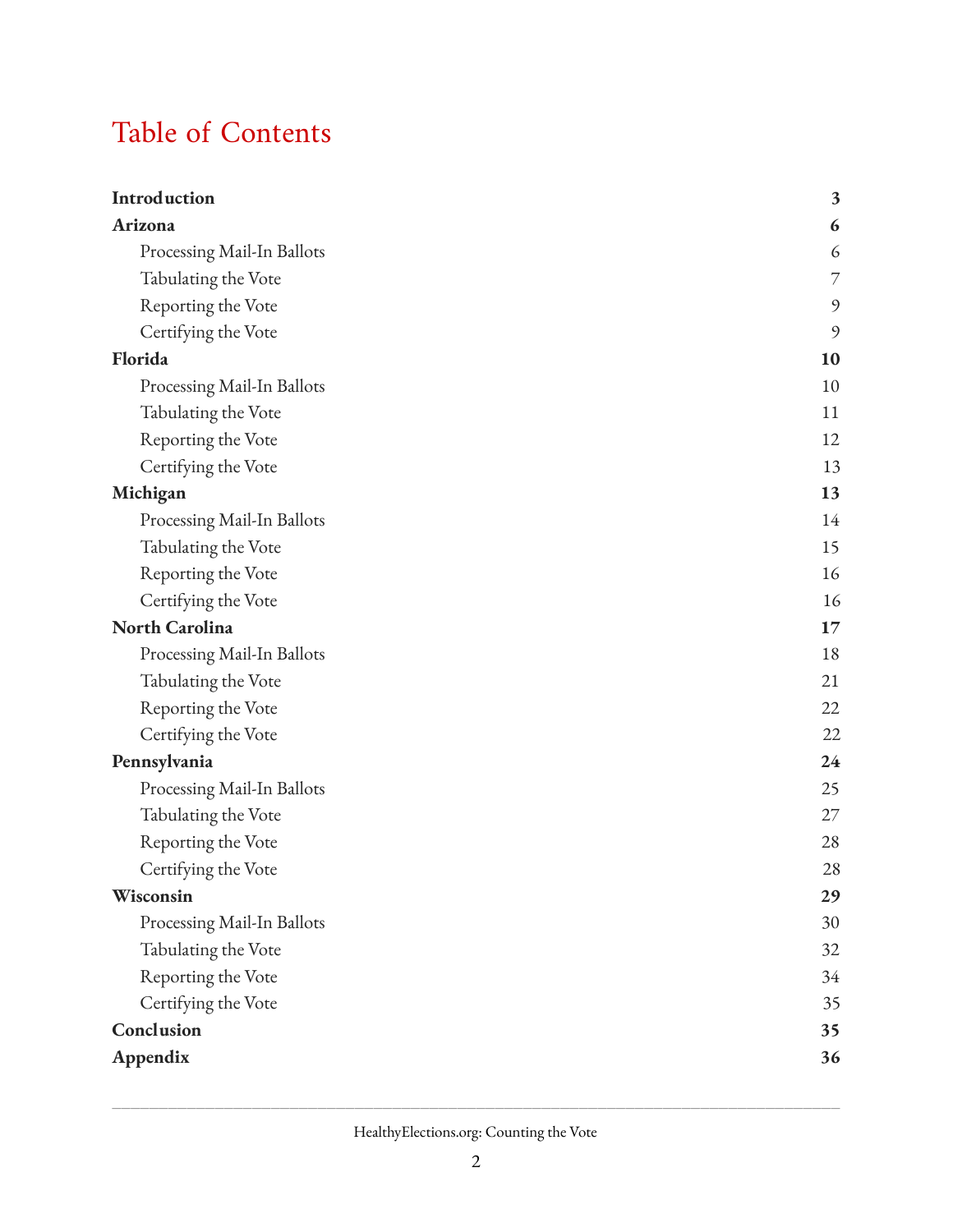# Table of Contents

| | |
|---|---|
| **Introduction** | **3** |
| **Arizona** | **6** |
| Processing Mail-In Ballots | 6 |
| Tabulating the Vote | 7 |
| Reporting the Vote | 9 |
| Certifying the Vote | 9 |
| **Florida** | **10** |
| Processing Mail-In Ballots | 10 |
| Tabulating the Vote | 11 |
| Reporting the Vote | 12 |
| Certifying the Vote | 13 |
| **Michigan** | **13** |
| Processing Mail-In Ballots | 14 |
| Tabulating the Vote | 15 |
| Reporting the Vote | 16 |
| Certifying the Vote | 16 |
| **North Carolina** | **17** |
| Processing Mail-In Ballots | 18 |
| Tabulating the Vote | 21 |
| Reporting the Vote | 22 |
| Certifying the Vote | 22 |
| **Pennsylvania** | **24** |
| Processing Mail-In Ballots | 25 |
| Tabulating the Vote | 27 |
| Reporting the Vote | 28 |
| Certifying the Vote | 28 |
| **Wisconsin** | **29** |
| Processing Mail-In Ballots | 30 |
| Tabulating the Vote | 32 |
| Reporting the Vote | 34 |
| Certifying the Vote | 35 |
| **Conclusion** | **35** |
| **Appendix** | **36** |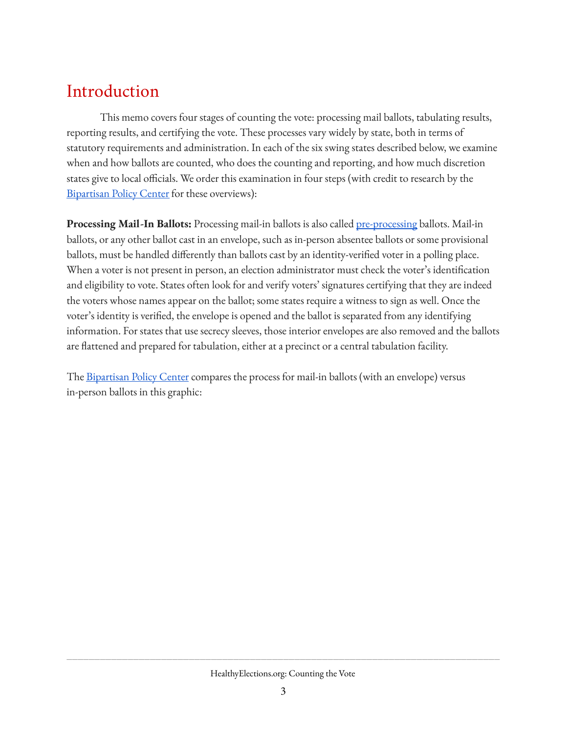# Introduction

This memo covers four stages of counting the vote: processing mail ballots, tabulating results, reporting results, and certifying the vote. These processes vary widely by state, both in terms of statutory requirements and administration. In each of the six swing states described below, we examine when and how ballots are counted, who does the counting and reporting, and how much discretion states give to local officials. We order this examination in four steps (with credit to research by the Bipartisan Policy Center for these overviews):

**Processing Mail-In Ballots:** Processing mail-in ballots is also called pre-processing ballots. Mail-in ballots, or any other ballot cast in an envelope, such as in-person absentee ballots or some provisional ballots, must be handled differently than ballots cast by an identity-verified voter in a polling place. When a voter is not present in person, an election administrator must check the voter's identification and eligibility to vote. States often look for and verify voters' signatures certifying that they are indeed the voters whose names appear on the ballot; some states require a witness to sign as well. Once the voter's identity is verified, the envelope is opened and the ballot is separated from any identifying information. For states that use secrecy sleeves, those interior envelopes are also removed and the ballots are flattened and prepared for tabulation, either at a precinct or a central tabulation facility.

The Bipartisan Policy Center compares the process for mail-in ballots (with an envelope) versus in-person ballots in this graphic: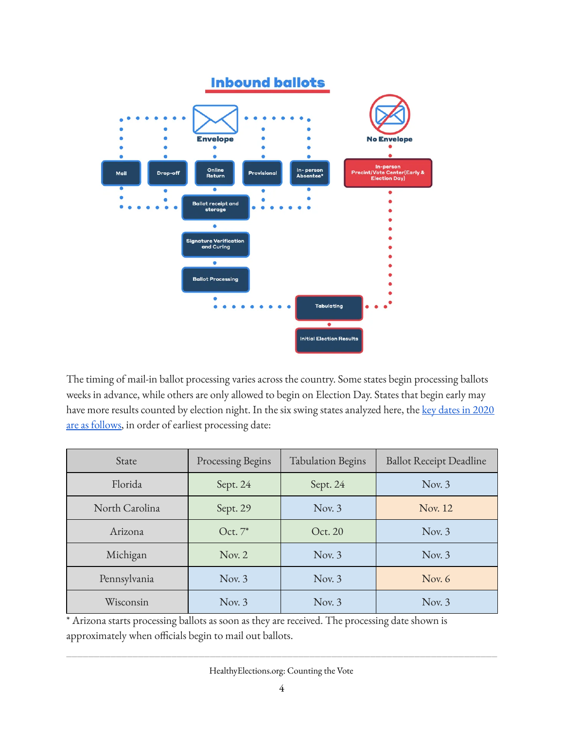## Inbound ballots

Envelope

Mail | Drop-off | Online Return | Provisional | In- person Absentee*

Ballot receipt and storage

Signature Verification and Curing

Ballot Processing

No Envelope

In-person Precint/Vote Center(Early & Election Day)

Tabulating

Initial Election Results

The timing of mail-in ballot processing varies across the country. Some states begin processing ballots weeks in advance, while others are only allowed to begin on Election Day. States that begin early may have more results counted by election night. In the six swing states analyzed here, the key dates in 2020 are as follows, in order of earliest processing date:

| State | Processing Begins | Tabulation Begins | Ballot Receipt Deadline |
|---|---|---|---|
| Florida | Sept. 24 | Sept. 24 | Nov. 3 |
| North Carolina | Sept. 29 | Nov. 3 | Nov. 12 |
| Arizona | Oct. 7* | Oct. 20 | Nov. 3 |
| Michigan | Nov. 2 | Nov. 3 | Nov. 3 |
| Pennsylvania | Nov. 3 | Nov. 3 | Nov. 6 |
| Wisconsin | Nov. 3 | Nov. 3 | Nov. 3 |

* Arizona starts processing ballots as soon as they are received. The processing date shown is approximately when officials begin to mail out ballots.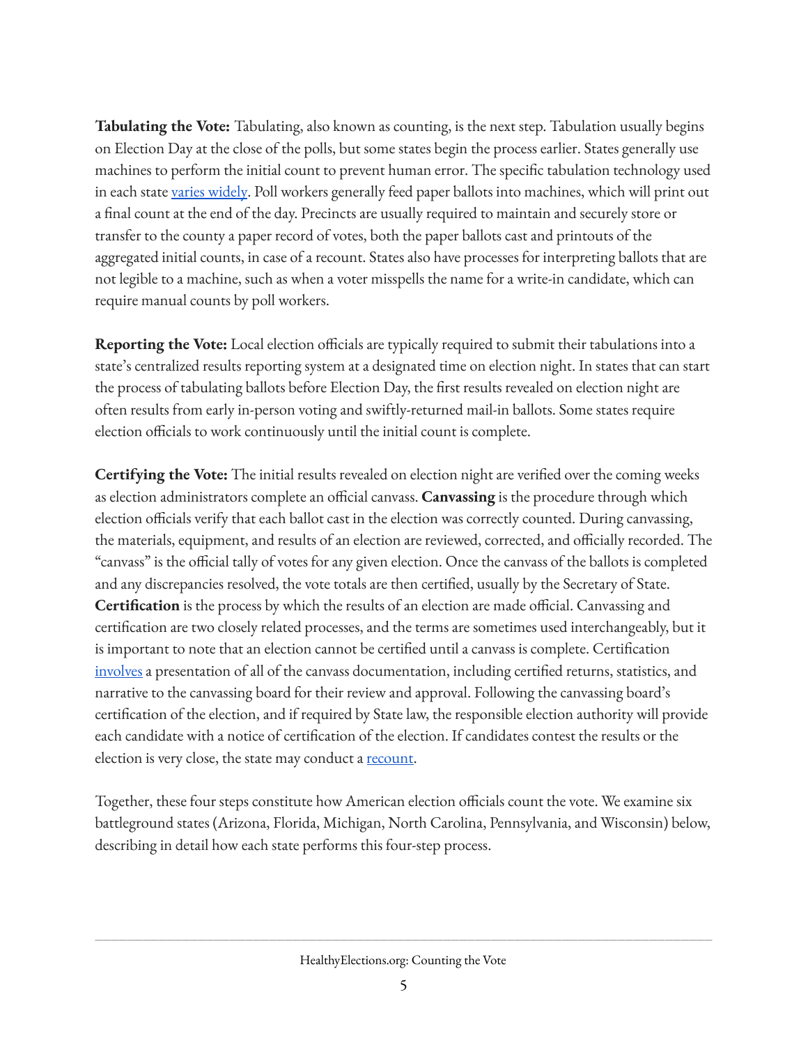**Tabulating the Vote:** Tabulating, also known as counting, is the next step. Tabulation usually begins on Election Day at the close of the polls, but some states begin the process earlier. States generally use machines to perform the initial count to prevent human error. The specific tabulation technology used in each state varies widely. Poll workers generally feed paper ballots into machines, which will print out a final count at the end of the day. Precincts are usually required to maintain and securely store or transfer to the county a paper record of votes, both the paper ballots cast and printouts of the aggregated initial counts, in case of a recount. States also have processes for interpreting ballots that are not legible to a machine, such as when a voter misspells the name for a write-in candidate, which can require manual counts by poll workers.

**Reporting the Vote:** Local election officials are typically required to submit their tabulations into a state's centralized results reporting system at a designated time on election night. In states that can start the process of tabulating ballots before Election Day, the first results revealed on election night are often results from early in-person voting and swiftly-returned mail-in ballots. Some states require election officials to work continuously until the initial count is complete.

**Certifying the Vote:** The initial results revealed on election night are verified over the coming weeks as election administrators complete an official canvass. **Canvassing** is the procedure through which election officials verify that each ballot cast in the election was correctly counted. During canvassing, the materials, equipment, and results of an election are reviewed, corrected, and officially recorded. The "canvass" is the official tally of votes for any given election. Once the canvass of the ballots is completed and any discrepancies resolved, the vote totals are then certified, usually by the Secretary of State. **Certification** is the process by which the results of an election are made official. Canvassing and certification are two closely related processes, and the terms are sometimes used interchangeably, but it is important to note that an election cannot be certified until a canvass is complete. Certification involves a presentation of all of the canvass documentation, including certified returns, statistics, and narrative to the canvassing board for their review and approval. Following the canvassing board's certification of the election, and if required by State law, the responsible election authority will provide each candidate with a notice of certification of the election. If candidates contest the results or the election is very close, the state may conduct a recount.

Together, these four steps constitute how American election officials count the vote. We examine six battleground states (Arizona, Florida, Michigan, North Carolina, Pennsylvania, and Wisconsin) below, describing in detail how each state performs this four-step process.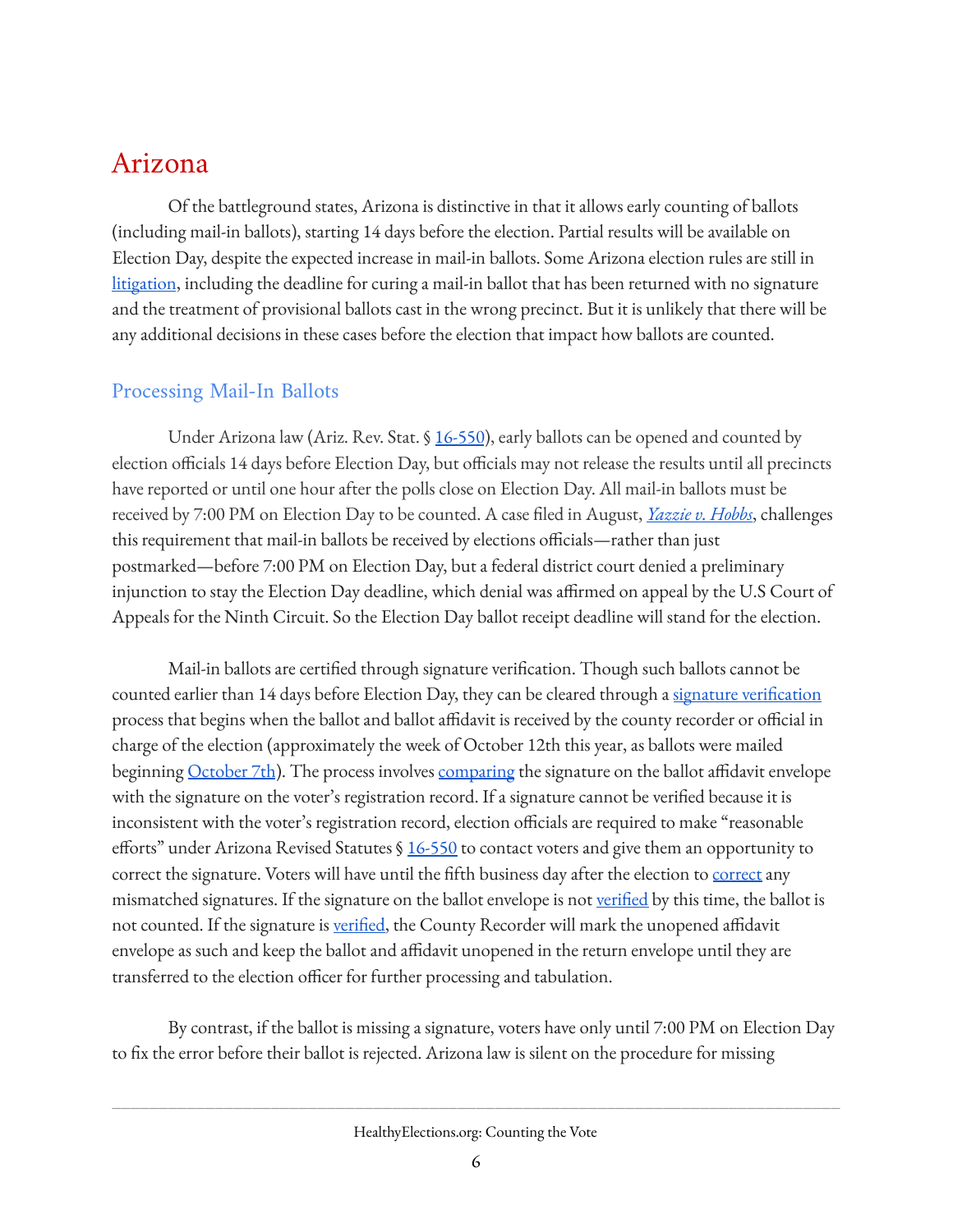# Arizona

Of the battleground states, Arizona is distinctive in that it allows early counting of ballots (including mail-in ballots), starting 14 days before the election. Partial results will be available on Election Day, despite the expected increase in mail-in ballots. Some Arizona election rules are still in litigation, including the deadline for curing a mail-in ballot that has been returned with no signature and the treatment of provisional ballots cast in the wrong precinct. But it is unlikely that there will be any additional decisions in these cases before the election that impact how ballots are counted.

## Processing Mail-In Ballots

Under Arizona law (Ariz. Rev. Stat. § 16-550), early ballots can be opened and counted by election officials 14 days before Election Day, but officials may not release the results until all precincts have reported or until one hour after the polls close on Election Day. All mail-in ballots must be received by 7:00 PM on Election Day to be counted. A case filed in August, *Yazzie v. Hobbs*, challenges this requirement that mail-in ballots be received by elections officials—rather than just postmarked—before 7:00 PM on Election Day, but a federal district court denied a preliminary injunction to stay the Election Day deadline, which denial was affirmed on appeal by the U.S Court of Appeals for the Ninth Circuit. So the Election Day ballot receipt deadline will stand for the election.

Mail-in ballots are certified through signature verification. Though such ballots cannot be counted earlier than 14 days before Election Day, they can be cleared through a signature verification process that begins when the ballot and ballot affidavit is received by the county recorder or official in charge of the election (approximately the week of October 12th this year, as ballots were mailed beginning October 7th). The process involves comparing the signature on the ballot affidavit envelope with the signature on the voter's registration record. If a signature cannot be verified because it is inconsistent with the voter's registration record, election officials are required to make "reasonable efforts" under Arizona Revised Statutes § 16-550 to contact voters and give them an opportunity to correct the signature. Voters will have until the fifth business day after the election to correct any mismatched signatures. If the signature on the ballot envelope is not verified by this time, the ballot is not counted. If the signature is verified, the County Recorder will mark the unopened affidavit envelope as such and keep the ballot and affidavit unopened in the return envelope until they are transferred to the election officer for further processing and tabulation.

By contrast, if the ballot is missing a signature, voters have only until 7:00 PM on Election Day to fix the error before their ballot is rejected. Arizona law is silent on the procedure for missing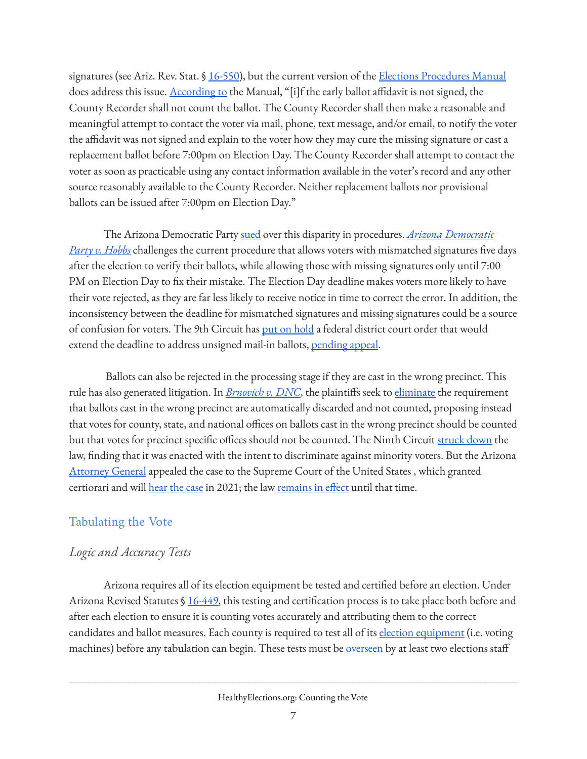signatures (see Ariz. Rev. Stat. § 16-550), but the current version of the Elections Procedures Manual does address this issue. According to the Manual, "[i]f the early ballot affidavit is not signed, the County Recorder shall not count the ballot. The County Recorder shall then make a reasonable and meaningful attempt to contact the voter via mail, phone, text message, and/or email, to notify the voter the affidavit was not signed and explain to the voter how they may cure the missing signature or cast a replacement ballot before 7:00pm on Election Day. The County Recorder shall attempt to contact the voter as soon as practicable using any contact information available in the voter's record and any other source reasonably available to the County Recorder. Neither replacement ballots nor provisional ballots can be issued after 7:00pm on Election Day."

The Arizona Democratic Party sued over this disparity in procedures. *Arizona Democratic Party v. Hobbs* challenges the current procedure that allows voters with mismatched signatures five days after the election to verify their ballots, while allowing those with missing signatures only until 7:00 PM on Election Day to fix their mistake. The Election Day deadline makes voters more likely to have their vote rejected, as they are far less likely to receive notice in time to correct the error. In addition, the inconsistency between the deadline for mismatched signatures and missing signatures could be a source of confusion for voters. The 9th Circuit has put on hold a federal district court order that would extend the deadline to address unsigned mail-in ballots, pending appeal.

Ballots can also be rejected in the processing stage if they are cast in the wrong precinct. This rule has also generated litigation. In *Brnovich v. DNC*, the plaintiffs seek to eliminate the requirement that ballots cast in the wrong precinct are automatically discarded and not counted, proposing instead that votes for county, state, and national offices on ballots cast in the wrong precinct should be counted but that votes for precinct specific offices should not be counted. The Ninth Circuit struck down the law, finding that it was enacted with the intent to discriminate against minority voters. But the Arizona Attorney General appealed the case to the Supreme Court of the United States , which granted certiorari and will hear the case in 2021; the law remains in effect until that time.

## Tabulating the Vote

### *Logic and Accuracy Tests*

Arizona requires all of its election equipment be tested and certified before an election. Under Arizona Revised Statutes § 16-449, this testing and certification process is to take place both before and after each election to ensure it is counting votes accurately and attributing them to the correct candidates and ballot measures. Each county is required to test all of its election equipment (i.e. voting machines) before any tabulation can begin. These tests must be overseen by at least two elections staff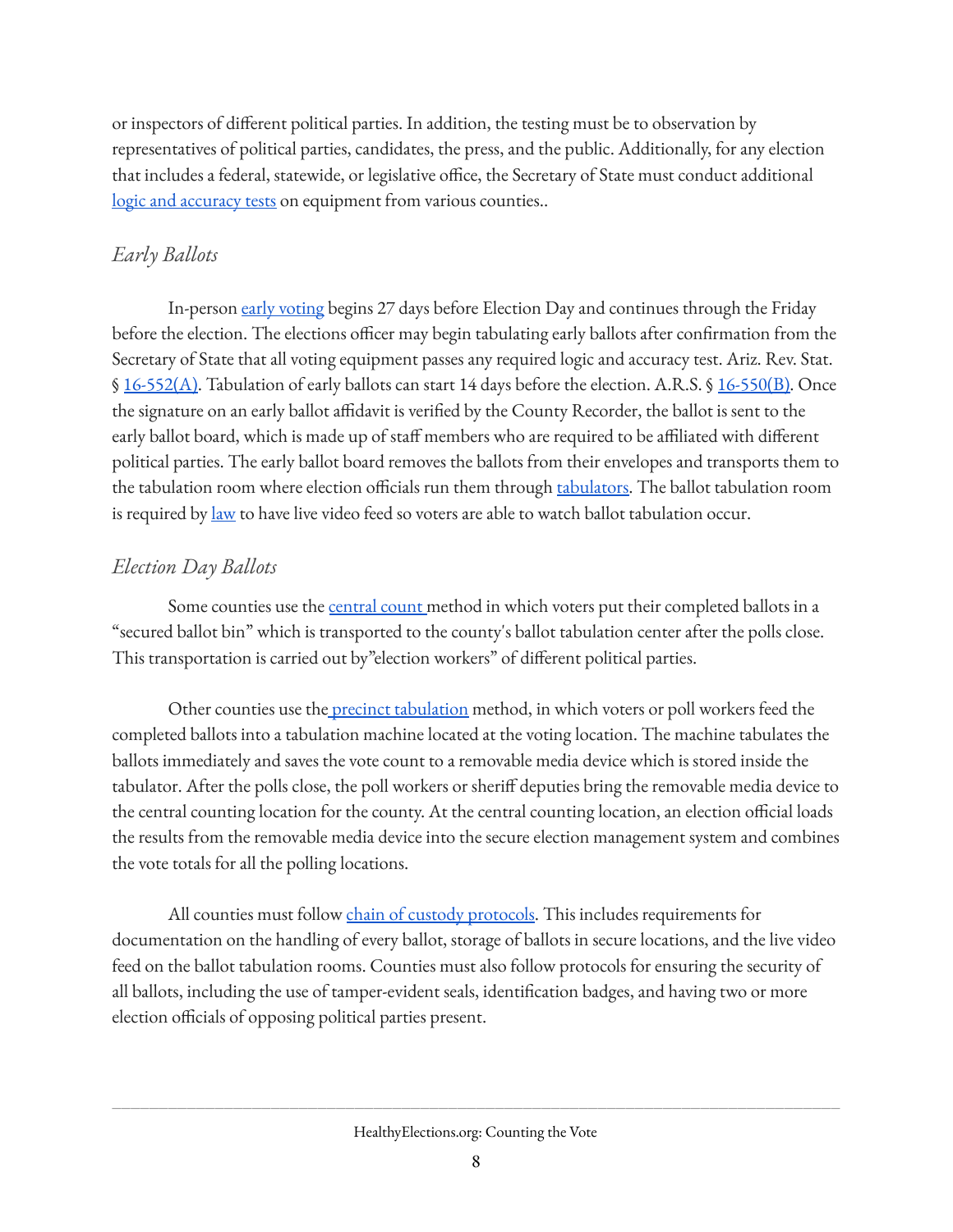or inspectors of different political parties. In addition, the testing must be to observation by representatives of political parties, candidates, the press, and the public. Additionally, for any election that includes a federal, statewide, or legislative office, the Secretary of State must conduct additional logic and accuracy tests on equipment from various counties..

### *Early Ballots*

In-person early voting begins 27 days before Election Day and continues through the Friday before the election. The elections officer may begin tabulating early ballots after confirmation from the Secretary of State that all voting equipment passes any required logic and accuracy test. Ariz. Rev. Stat. § 16-552(A). Tabulation of early ballots can start 14 days before the election. A.R.S. § 16-550(B). Once the signature on an early ballot affidavit is verified by the County Recorder, the ballot is sent to the early ballot board, which is made up of staff members who are required to be affiliated with different political parties. The early ballot board removes the ballots from their envelopes and transports them to the tabulation room where election officials run them through tabulators. The ballot tabulation room is required by law to have live video feed so voters are able to watch ballot tabulation occur.

### *Election Day Ballots*

Some counties use the central count method in which voters put their completed ballots in a "secured ballot bin" which is transported to the county's ballot tabulation center after the polls close. This transportation is carried out by"election workers" of different political parties.

Other counties use the precinct tabulation method, in which voters or poll workers feed the completed ballots into a tabulation machine located at the voting location. The machine tabulates the ballots immediately and saves the vote count to a removable media device which is stored inside the tabulator. After the polls close, the poll workers or sheriff deputies bring the removable media device to the central counting location for the county. At the central counting location, an election official loads the results from the removable media device into the secure election management system and combines the vote totals for all the polling locations.

All counties must follow chain of custody protocols. This includes requirements for documentation on the handling of every ballot, storage of ballots in secure locations, and the live video feed on the ballot tabulation rooms. Counties must also follow protocols for ensuring the security of all ballots, including the use of tamper-evident seals, identification badges, and having two or more election officials of opposing political parties present.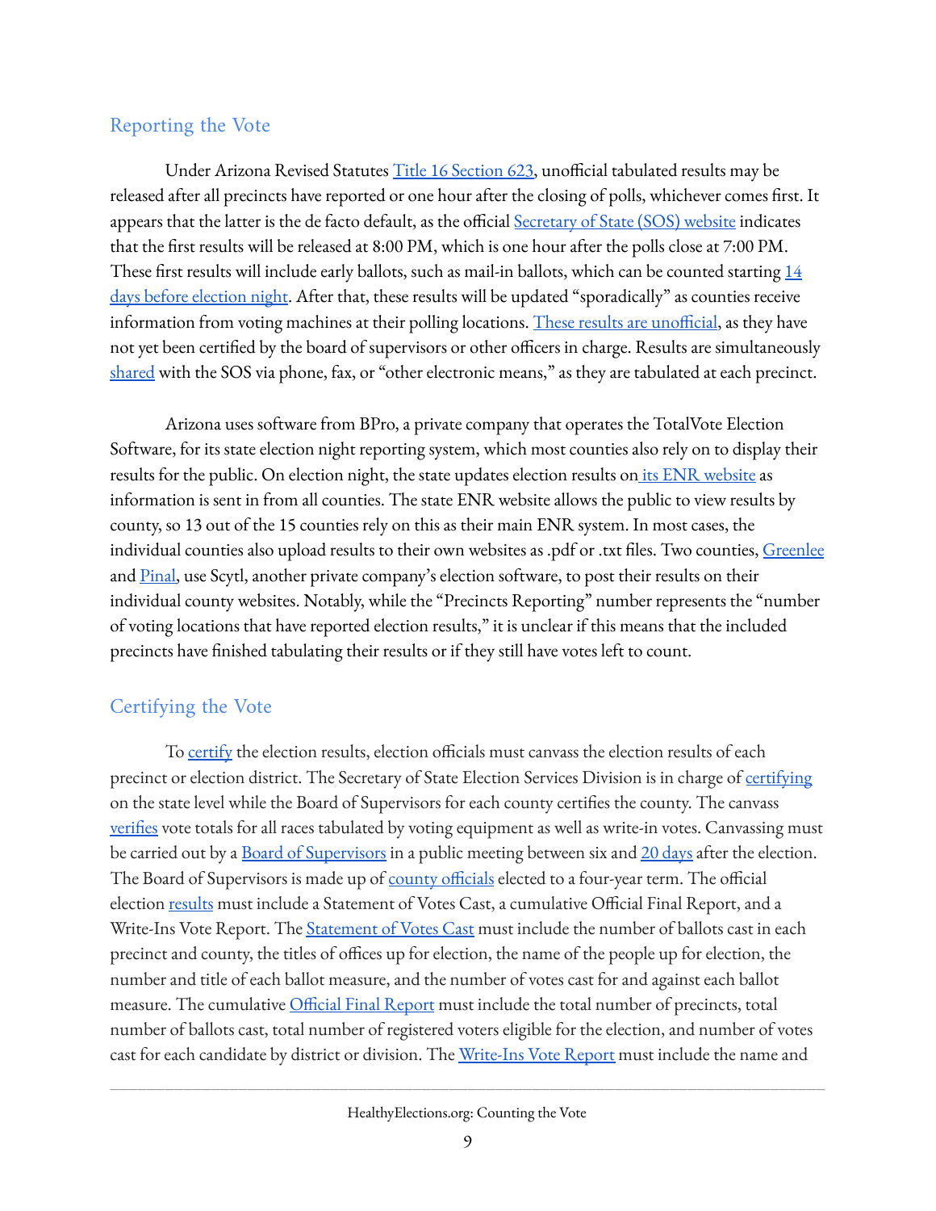## Reporting the Vote

Under Arizona Revised Statutes Title 16 Section 623, unofficial tabulated results may be released after all precincts have reported or one hour after the closing of polls, whichever comes first. It appears that the latter is the de facto default, as the official Secretary of State (SOS) website indicates that the first results will be released at 8:00 PM, which is one hour after the polls close at 7:00 PM. These first results will include early ballots, such as mail-in ballots, which can be counted starting 14 days before election night. After that, these results will be updated "sporadically" as counties receive information from voting machines at their polling locations. These results are unofficial, as they have not yet been certified by the board of supervisors or other officers in charge. Results are simultaneously shared with the SOS via phone, fax, or "other electronic means," as they are tabulated at each precinct.

Arizona uses software from BPro, a private company that operates the TotalVote Election Software, for its state election night reporting system, which most counties also rely on to display their results for the public. On election night, the state updates election results on its ENR website as information is sent in from all counties. The state ENR website allows the public to view results by county, so 13 out of the 15 counties rely on this as their main ENR system. In most cases, the individual counties also upload results to their own websites as .pdf or .txt files. Two counties, Greenlee and Pinal, use Scytl, another private company's election software, to post their results on their individual county websites. Notably, while the "Precincts Reporting" number represents the "number of voting locations that have reported election results," it is unclear if this means that the included precincts have finished tabulating their results or if they still have votes left to count.

## Certifying the Vote

To certify the election results, election officials must canvass the election results of each precinct or election district. The Secretary of State Election Services Division is in charge of certifying on the state level while the Board of Supervisors for each county certifies the county. The canvass verifies vote totals for all races tabulated by voting equipment as well as write-in votes. Canvassing must be carried out by a Board of Supervisors in a public meeting between six and 20 days after the election. The Board of Supervisors is made up of county officials elected to a four-year term. The official election results must include a Statement of Votes Cast, a cumulative Official Final Report, and a Write-Ins Vote Report. The Statement of Votes Cast must include the number of ballots cast in each precinct and county, the titles of offices up for election, the name of the people up for election, the number and title of each ballot measure, and the number of votes cast for and against each ballot measure. The cumulative Official Final Report must include the total number of precincts, total number of ballots cast, total number of registered voters eligible for the election, and number of votes cast for each candidate by district or division. The Write-Ins Vote Report must include the name and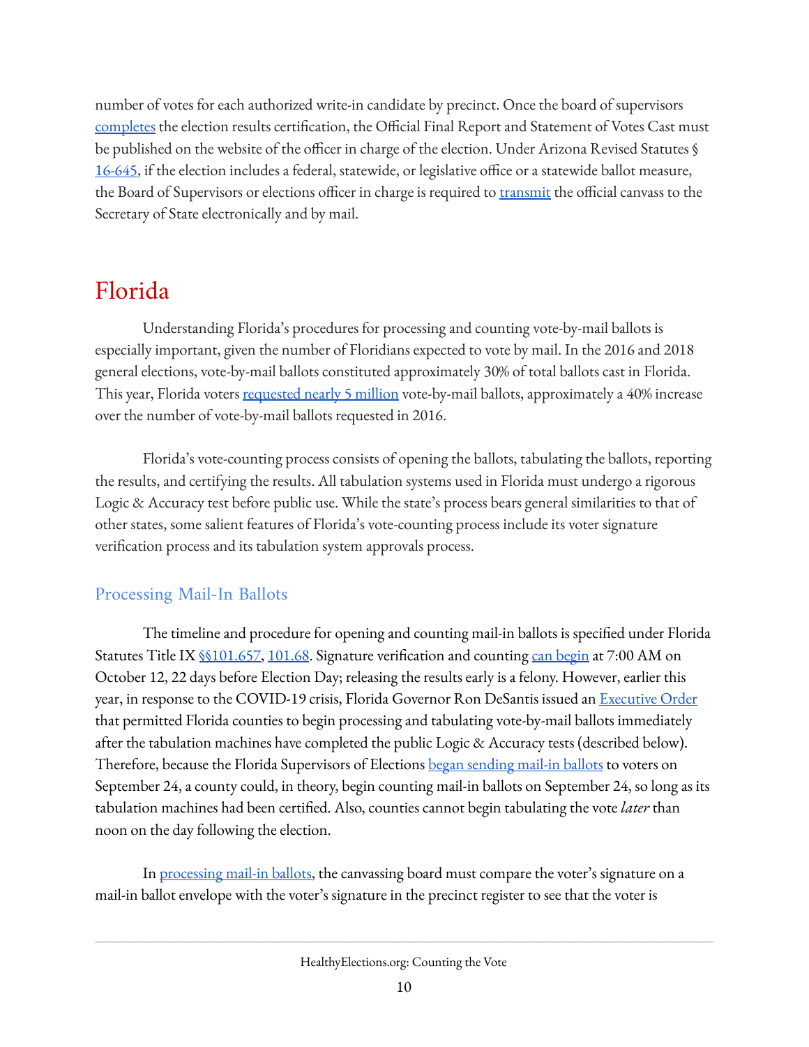number of votes for each authorized write-in candidate by precinct. Once the board of supervisors completes the election results certification, the Official Final Report and Statement of Votes Cast must be published on the website of the officer in charge of the election. Under Arizona Revised Statutes § 16-645, if the election includes a federal, statewide, or legislative office or a statewide ballot measure, the Board of Supervisors or elections officer in charge is required to transmit the official canvass to the Secretary of State electronically and by mail.

# Florida

Understanding Florida's procedures for processing and counting vote-by-mail ballots is especially important, given the number of Floridians expected to vote by mail. In the 2016 and 2018 general elections, vote-by-mail ballots constituted approximately 30% of total ballots cast in Florida. This year, Florida voters requested nearly 5 million vote-by-mail ballots, approximately a 40% increase over the number of vote-by-mail ballots requested in 2016.

Florida's vote-counting process consists of opening the ballots, tabulating the ballots, reporting the results, and certifying the results. All tabulation systems used in Florida must undergo a rigorous Logic & Accuracy test before public use. While the state's process bears general similarities to that of other states, some salient features of Florida's vote-counting process include its voter signature verification process and its tabulation system approvals process.

## Processing Mail-In Ballots

The timeline and procedure for opening and counting mail-in ballots is specified under Florida Statutes Title IX §§101.657, 101.68. Signature verification and counting can begin at 7:00 AM on October 12, 22 days before Election Day; releasing the results early is a felony. However, earlier this year, in response to the COVID-19 crisis, Florida Governor Ron DeSantis issued an Executive Order that permitted Florida counties to begin processing and tabulating vote-by-mail ballots immediately after the tabulation machines have completed the public Logic & Accuracy tests (described below). Therefore, because the Florida Supervisors of Elections began sending mail-in ballots to voters on September 24, a county could, in theory, begin counting mail-in ballots on September 24, so long as its tabulation machines had been certified. Also, counties cannot begin tabulating the vote *later* than noon on the day following the election.

In processing mail-in ballots, the canvassing board must compare the voter's signature on a mail-in ballot envelope with the voter's signature in the precinct register to see that the voter is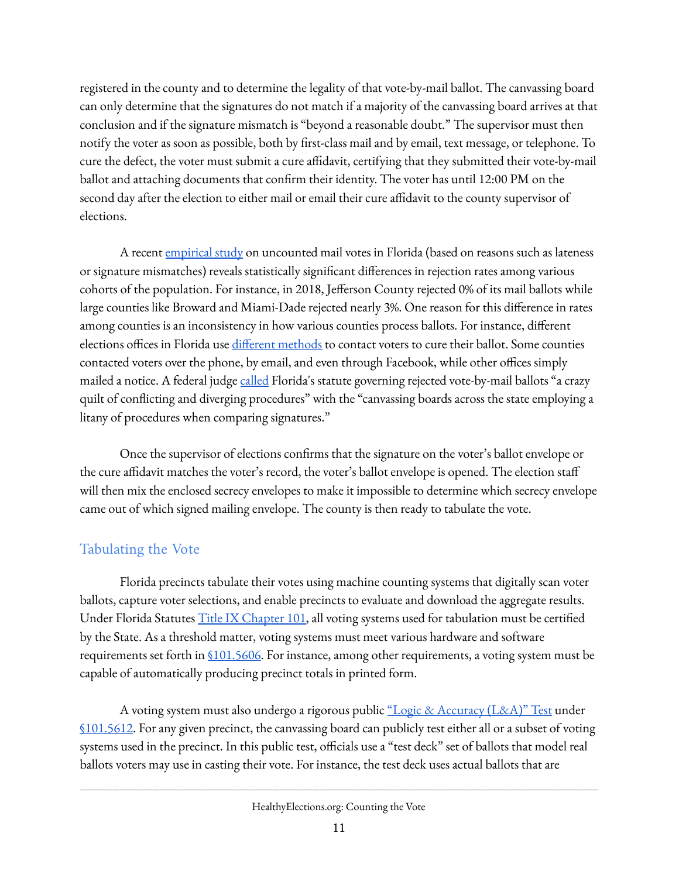registered in the county and to determine the legality of that vote-by-mail ballot. The canvassing board can only determine that the signatures do not match if a majority of the canvassing board arrives at that conclusion and if the signature mismatch is "beyond a reasonable doubt." The supervisor must then notify the voter as soon as possible, both by first-class mail and by email, text message, or telephone. To cure the defect, the voter must submit a cure affidavit, certifying that they submitted their vote-by-mail ballot and attaching documents that confirm their identity. The voter has until 12:00 PM on the second day after the election to either mail or email their cure affidavit to the county supervisor of elections.

A recent empirical study on uncounted mail votes in Florida (based on reasons such as lateness or signature mismatches) reveals statistically significant differences in rejection rates among various cohorts of the population. For instance, in 2018, Jefferson County rejected 0% of its mail ballots while large counties like Broward and Miami-Dade rejected nearly 3%. One reason for this difference in rates among counties is an inconsistency in how various counties process ballots. For instance, different elections offices in Florida use different methods to contact voters to cure their ballot. Some counties contacted voters over the phone, by email, and even through Facebook, while other offices simply mailed a notice. A federal judge called Florida's statute governing rejected vote-by-mail ballots "a crazy quilt of conflicting and diverging procedures" with the "canvassing boards across the state employing a litany of procedures when comparing signatures."

Once the supervisor of elections confirms that the signature on the voter's ballot envelope or the cure affidavit matches the voter's record, the voter's ballot envelope is opened. The election staff will then mix the enclosed secrecy envelopes to make it impossible to determine which secrecy envelope came out of which signed mailing envelope. The county is then ready to tabulate the vote.

## Tabulating the Vote

Florida precincts tabulate their votes using machine counting systems that digitally scan voter ballots, capture voter selections, and enable precincts to evaluate and download the aggregate results. Under Florida Statutes Title IX Chapter 101, all voting systems used for tabulation must be certified by the State. As a threshold matter, voting systems must meet various hardware and software requirements set forth in §101.5606. For instance, among other requirements, a voting system must be capable of automatically producing precinct totals in printed form.

A voting system must also undergo a rigorous public "Logic & Accuracy (L&A)" Test under §101.5612. For any given precinct, the canvassing board can publicly test either all or a subset of voting systems used in the precinct. In this public test, officials use a "test deck" set of ballots that model real ballots voters may use in casting their vote. For instance, the test deck uses actual ballots that are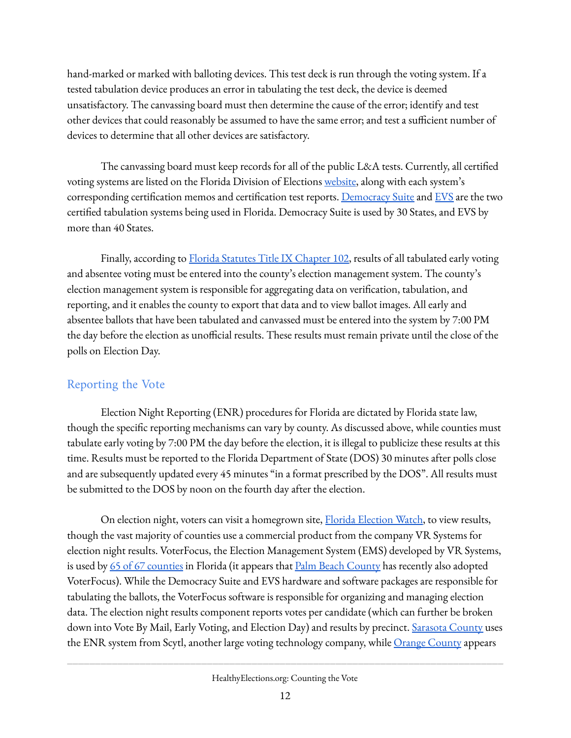hand-marked or marked with balloting devices. This test deck is run through the voting system. If a tested tabulation device produces an error in tabulating the test deck, the device is deemed unsatisfactory. The canvassing board must then determine the cause of the error; identify and test other devices that could reasonably be assumed to have the same error; and test a sufficient number of devices to determine that all other devices are satisfactory.

The canvassing board must keep records for all of the public L&A tests. Currently, all certified voting systems are listed on the Florida Division of Elections website, along with each system's corresponding certification memos and certification test reports. Democracy Suite and EVS are the two certified tabulation systems being used in Florida. Democracy Suite is used by 30 States, and EVS by more than 40 States.

Finally, according to Florida Statutes Title IX Chapter 102, results of all tabulated early voting and absentee voting must be entered into the county's election management system. The county's election management system is responsible for aggregating data on verification, tabulation, and reporting, and it enables the county to export that data and to view ballot images. All early and absentee ballots that have been tabulated and canvassed must be entered into the system by 7:00 PM the day before the election as unofficial results. These results must remain private until the close of the polls on Election Day.

## Reporting the Vote

Election Night Reporting (ENR) procedures for Florida are dictated by Florida state law, though the specific reporting mechanisms can vary by county. As discussed above, while counties must tabulate early voting by 7:00 PM the day before the election, it is illegal to publicize these results at this time. Results must be reported to the Florida Department of State (DOS) 30 minutes after polls close and are subsequently updated every 45 minutes "in a format prescribed by the DOS". All results must be submitted to the DOS by noon on the fourth day after the election.

On election night, voters can visit a homegrown site, Florida Election Watch, to view results, though the vast majority of counties use a commercial product from the company VR Systems for election night results. VoterFocus, the Election Management System (EMS) developed by VR Systems, is used by 65 of 67 counties in Florida (it appears that Palm Beach County has recently also adopted VoterFocus). While the Democracy Suite and EVS hardware and software packages are responsible for tabulating the ballots, the VoterFocus software is responsible for organizing and managing election data. The election night results component reports votes per candidate (which can further be broken down into Vote By Mail, Early Voting, and Election Day) and results by precinct. Sarasota County uses the ENR system from Scytl, another large voting technology company, while Orange County appears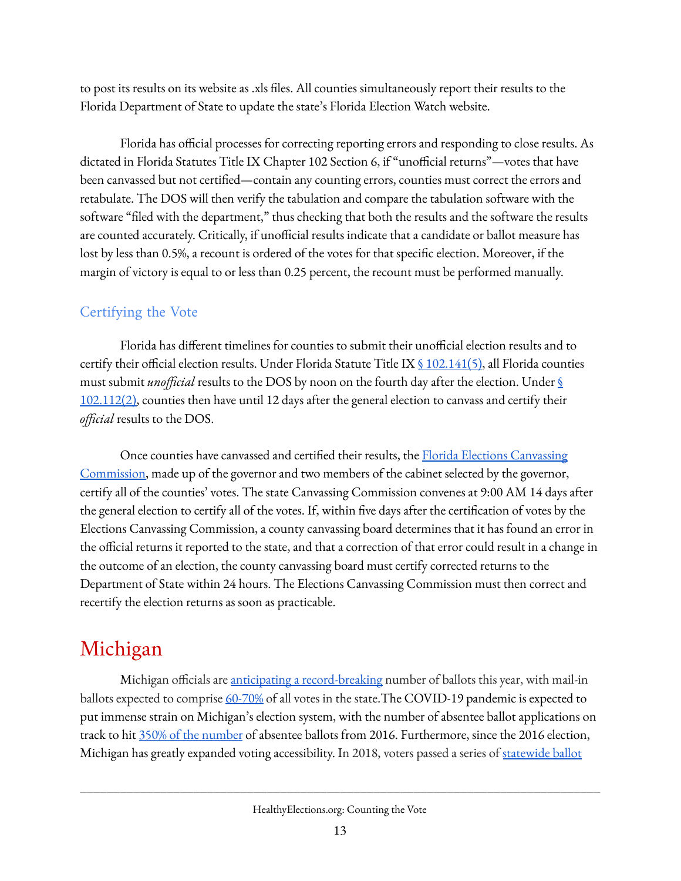to post its results on its website as .xls files. All counties simultaneously report their results to the Florida Department of State to update the state's Florida Election Watch website.

Florida has official processes for correcting reporting errors and responding to close results. As dictated in Florida Statutes Title IX Chapter 102 Section 6, if "unofficial returns"—votes that have been canvassed but not certified—contain any counting errors, counties must correct the errors and retabulate. The DOS will then verify the tabulation and compare the tabulation software with the software "filed with the department," thus checking that both the results and the software the results are counted accurately. Critically, if unofficial results indicate that a candidate or ballot measure has lost by less than 0.5%, a recount is ordered of the votes for that specific election. Moreover, if the margin of victory is equal to or less than 0.25 percent, the recount must be performed manually.

### Certifying the Vote

Florida has different timelines for counties to submit their unofficial election results and to certify their official election results. Under Florida Statute Title IX [§ 102.141(5)](), all Florida counties must submit *unofficial* results to the DOS by noon on the fourth day after the election. Under [§ 102.112(2)](), counties then have until 12 days after the general election to canvass and certify their *official* results to the DOS.

Once counties have canvassed and certified their results, the [Florida Elections Canvassing Commission](), made up of the governor and two members of the cabinet selected by the governor, certify all of the counties' votes. The state Canvassing Commission convenes at 9:00 AM 14 days after the general election to certify all of the votes. If, within five days after the certification of votes by the Elections Canvassing Commission, a county canvassing board determines that it has found an error in the official returns it reported to the state, and that a correction of that error could result in a change in the outcome of an election, the county canvassing board must certify corrected returns to the Department of State within 24 hours. The Elections Canvassing Commission must then correct and recertify the election returns as soon as practicable.

## Michigan

Michigan officials are [anticipating a record-breaking]() number of ballots this year, with mail-in ballots expected to comprise [60-70%]() of all votes in the state.The COVID-19 pandemic is expected to put immense strain on Michigan's election system, with the number of absentee ballot applications on track to hit [350% of the number]() of absentee ballots from 2016. Furthermore, since the 2016 election, Michigan has greatly expanded voting accessibility. In 2018, voters passed a series of [statewide ballot]()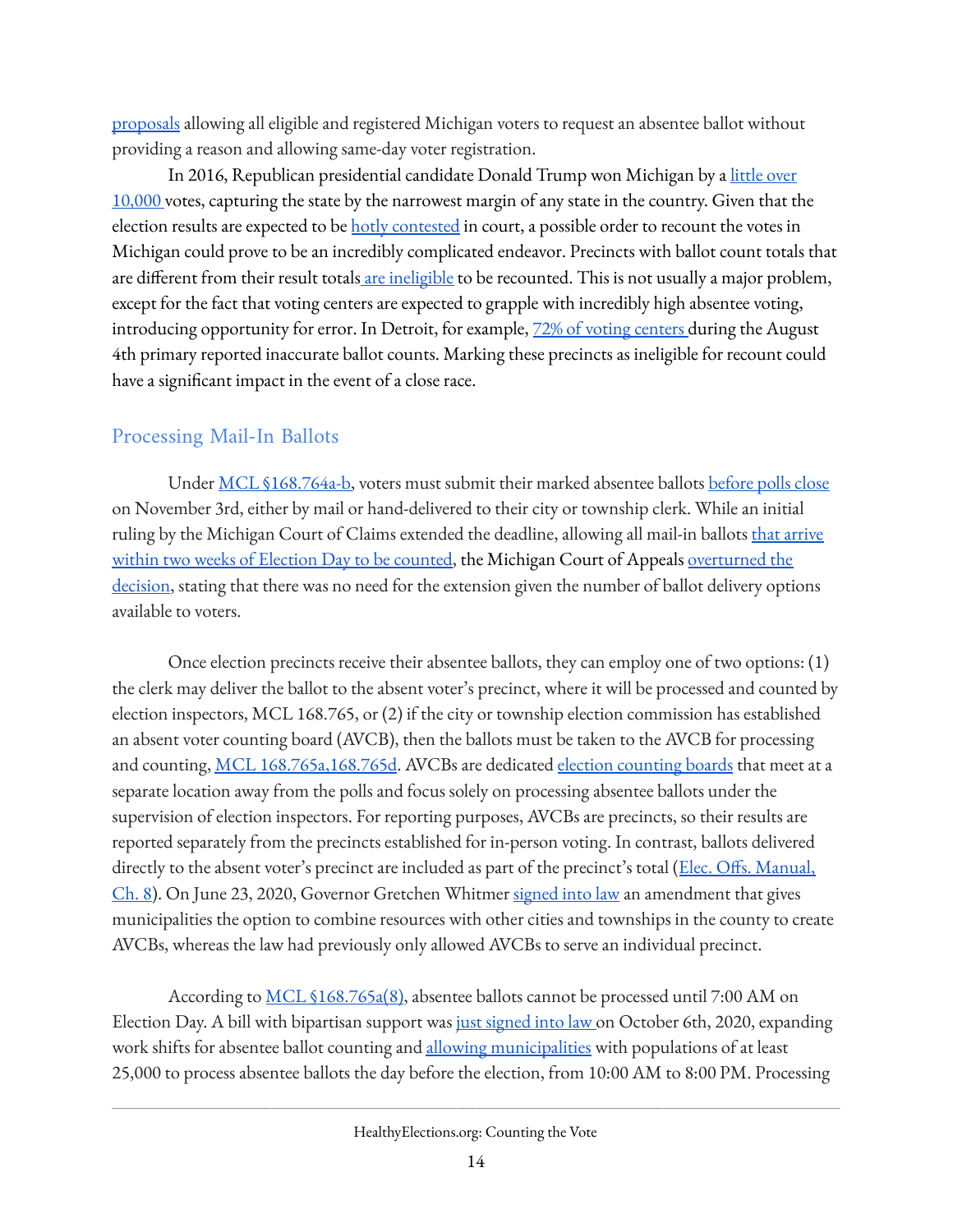proposals allowing all eligible and registered Michigan voters to request an absentee ballot without providing a reason and allowing same-day voter registration.

In 2016, Republican presidential candidate Donald Trump won Michigan by a little over 10,000 votes, capturing the state by the narrowest margin of any state in the country. Given that the election results are expected to be hotly contested in court, a possible order to recount the votes in Michigan could prove to be an incredibly complicated endeavor. Precincts with ballot count totals that are different from their result totals are ineligible to be recounted. This is not usually a major problem, except for the fact that voting centers are expected to grapple with incredibly high absentee voting, introducing opportunity for error. In Detroit, for example, 72% of voting centers during the August 4th primary reported inaccurate ballot counts. Marking these precincts as ineligible for recount could have a significant impact in the event of a close race.

## Processing Mail-In Ballots

Under MCL §168.764a-b, voters must submit their marked absentee ballots before polls close on November 3rd, either by mail or hand-delivered to their city or township clerk. While an initial ruling by the Michigan Court of Claims extended the deadline, allowing all mail-in ballots that arrive within two weeks of Election Day to be counted, the Michigan Court of Appeals overturned the decision, stating that there was no need for the extension given the number of ballot delivery options available to voters.

Once election precincts receive their absentee ballots, they can employ one of two options: (1) the clerk may deliver the ballot to the absent voter's precinct, where it will be processed and counted by election inspectors, MCL 168.765, or (2) if the city or township election commission has established an absent voter counting board (AVCB), then the ballots must be taken to the AVCB for processing and counting, MCL 168.765a,168.765d. AVCBs are dedicated election counting boards that meet at a separate location away from the polls and focus solely on processing absentee ballots under the supervision of election inspectors. For reporting purposes, AVCBs are precincts, so their results are reported separately from the precincts established for in-person voting. In contrast, ballots delivered directly to the absent voter's precinct are included as part of the precinct's total (Elec. Offs. Manual, Ch. 8). On June 23, 2020, Governor Gretchen Whitmer signed into law an amendment that gives municipalities the option to combine resources with other cities and townships in the county to create AVCBs, whereas the law had previously only allowed AVCBs to serve an individual precinct.

According to MCL §168.765a(8), absentee ballots cannot be processed until 7:00 AM on Election Day. A bill with bipartisan support was just signed into law on October 6th, 2020, expanding work shifts for absentee ballot counting and allowing municipalities with populations of at least 25,000 to process absentee ballots the day before the election, from 10:00 AM to 8:00 PM. Processing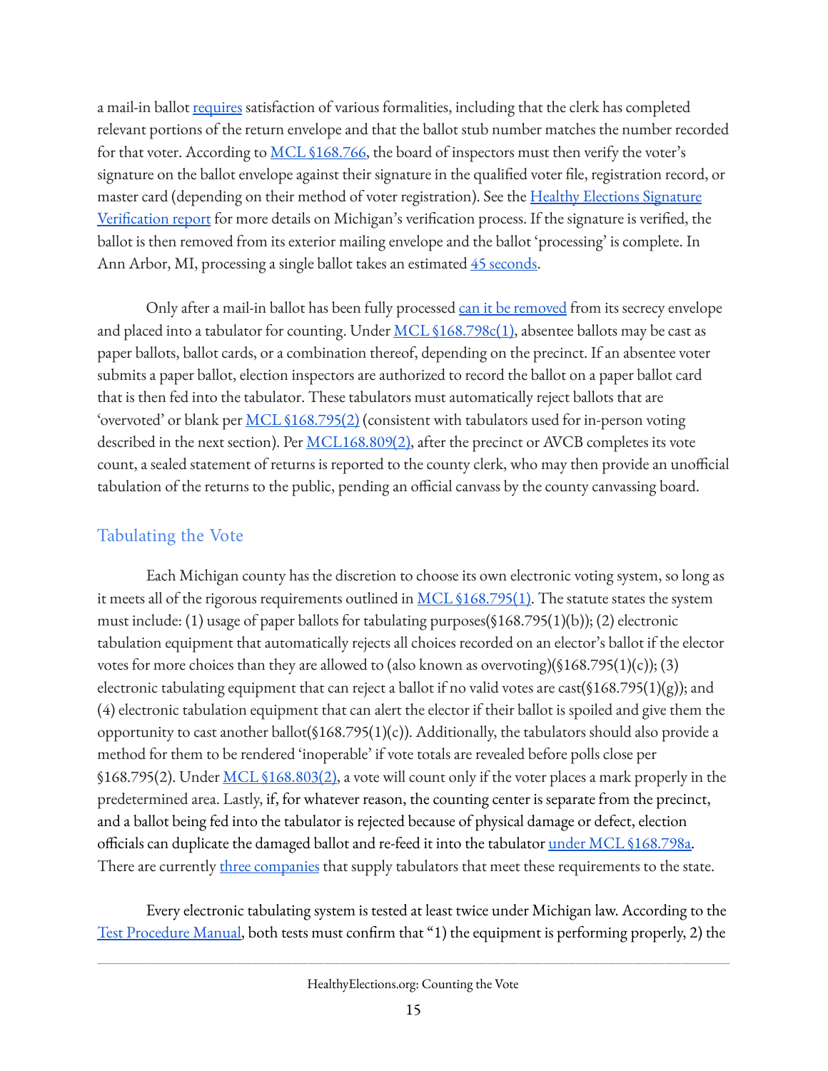a mail-in ballot requires satisfaction of various formalities, including that the clerk has completed relevant portions of the return envelope and that the ballot stub number matches the number recorded for that voter. According to MCL §168.766, the board of inspectors must then verify the voter's signature on the ballot envelope against their signature in the qualified voter file, registration record, or master card (depending on their method of voter registration). See the Healthy Elections Signature Verification report for more details on Michigan's verification process. If the signature is verified, the ballot is then removed from its exterior mailing envelope and the ballot 'processing' is complete. In Ann Arbor, MI, processing a single ballot takes an estimated 45 seconds.

Only after a mail-in ballot has been fully processed can it be removed from its secrecy envelope and placed into a tabulator for counting. Under MCL §168.798c(1), absentee ballots may be cast as paper ballots, ballot cards, or a combination thereof, depending on the precinct. If an absentee voter submits a paper ballot, election inspectors are authorized to record the ballot on a paper ballot card that is then fed into the tabulator. These tabulators must automatically reject ballots that are 'overvoted' or blank per MCL §168.795(2) (consistent with tabulators used for in-person voting described in the next section). Per MCL168.809(2), after the precinct or AVCB completes its vote count, a sealed statement of returns is reported to the county clerk, who may then provide an unofficial tabulation of the returns to the public, pending an official canvass by the county canvassing board.

## Tabulating the Vote

Each Michigan county has the discretion to choose its own electronic voting system, so long as it meets all of the rigorous requirements outlined in MCL §168.795(1). The statute states the system must include: (1) usage of paper ballots for tabulating purposes(§168.795(1)(b)); (2) electronic tabulation equipment that automatically rejects all choices recorded on an elector's ballot if the elector votes for more choices than they are allowed to (also known as overvoting)(§168.795(1)(c)); (3) electronic tabulating equipment that can reject a ballot if no valid votes are cast(§168.795(1)(g)); and (4) electronic tabulation equipment that can alert the elector if their ballot is spoiled and give them the opportunity to cast another ballot(§168.795(1)(c)). Additionally, the tabulators should also provide a method for them to be rendered 'inoperable' if vote totals are revealed before polls close per §168.795(2). Under MCL §168.803(2), a vote will count only if the voter places a mark properly in the predetermined area. Lastly, if, for whatever reason, the counting center is separate from the precinct, and a ballot being fed into the tabulator is rejected because of physical damage or defect, election officials can duplicate the damaged ballot and re-feed it into the tabulator under MCL §168.798a. There are currently three companies that supply tabulators that meet these requirements to the state.

Every electronic tabulating system is tested at least twice under Michigan law. According to the Test Procedure Manual, both tests must confirm that "1) the equipment is performing properly, 2) the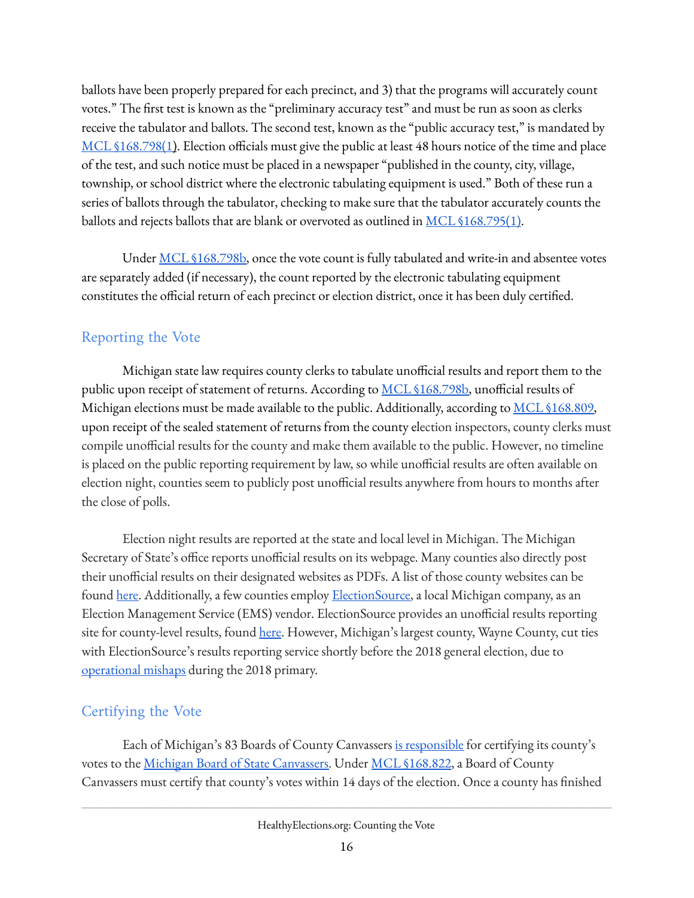ballots have been properly prepared for each precinct, and 3) that the programs will accurately count votes." The first test is known as the "preliminary accuracy test" and must be run as soon as clerks receive the tabulator and ballots. The second test, known as the "public accuracy test," is mandated by MCL §168.798(1). Election officials must give the public at least 48 hours notice of the time and place of the test, and such notice must be placed in a newspaper "published in the county, city, village, township, or school district where the electronic tabulating equipment is used." Both of these run a series of ballots through the tabulator, checking to make sure that the tabulator accurately counts the ballots and rejects ballots that are blank or overvoted as outlined in MCL §168.795(1).

Under MCL §168.798b, once the vote count is fully tabulated and write-in and absentee votes are separately added (if necessary), the count reported by the electronic tabulating equipment constitutes the official return of each precinct or election district, once it has been duly certified.

## Reporting the Vote

Michigan state law requires county clerks to tabulate unofficial results and report them to the public upon receipt of statement of returns. According to MCL §168.798b, unofficial results of Michigan elections must be made available to the public. Additionally, according to MCL §168.809, upon receipt of the sealed statement of returns from the county election inspectors, county clerks must compile unofficial results for the county and make them available to the public. However, no timeline is placed on the public reporting requirement by law, so while unofficial results are often available on election night, counties seem to publicly post unofficial results anywhere from hours to months after the close of polls.

Election night results are reported at the state and local level in Michigan. The Michigan Secretary of State's office reports unofficial results on its webpage. Many counties also directly post their unofficial results on their designated websites as PDFs. A list of those county websites can be found here. Additionally, a few counties employ ElectionSource, a local Michigan company, as an Election Management Service (EMS) vendor. ElectionSource provides an unofficial results reporting site for county-level results, found here. However, Michigan's largest county, Wayne County, cut ties with ElectionSource's results reporting service shortly before the 2018 general election, due to operational mishaps during the 2018 primary.

## Certifying the Vote

Each of Michigan's 83 Boards of County Canvassers is responsible for certifying its county's votes to the Michigan Board of State Canvassers. Under MCL §168.822, a Board of County Canvassers must certify that county's votes within 14 days of the election. Once a county has finished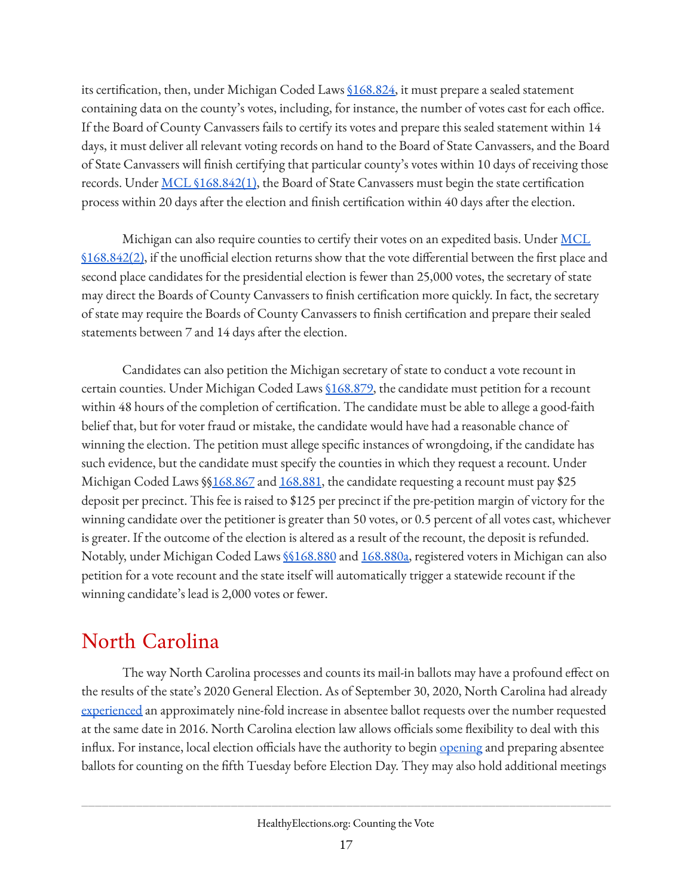its certification, then, under Michigan Coded Laws [§168.824](), it must prepare a sealed statement containing data on the county's votes, including, for instance, the number of votes cast for each office. If the Board of County Canvassers fails to certify its votes and prepare this sealed statement within 14 days, it must deliver all relevant voting records on hand to the Board of State Canvassers, and the Board of State Canvassers will finish certifying that particular county's votes within 10 days of receiving those records. Under [MCL §168.842(1)](), the Board of State Canvassers must begin the state certification process within 20 days after the election and finish certification within 40 days after the election.

Michigan can also require counties to certify their votes on an expedited basis. Under [MCL §168.842(2)](), if the unofficial election returns show that the vote differential between the first place and second place candidates for the presidential election is fewer than 25,000 votes, the secretary of state may direct the Boards of County Canvassers to finish certification more quickly. In fact, the secretary of state may require the Boards of County Canvassers to finish certification and prepare their sealed statements between 7 and 14 days after the election.

Candidates can also petition the Michigan secretary of state to conduct a vote recount in certain counties. Under Michigan Coded Laws [§168.879](), the candidate must petition for a recount within 48 hours of the completion of certification. The candidate must be able to allege a good-faith belief that, but for voter fraud or mistake, the candidate would have had a reasonable chance of winning the election. The petition must allege specific instances of wrongdoing, if the candidate has such evidence, but the candidate must specify the counties in which they request a recount. Under Michigan Coded Laws §§[168.867]() and [168.881](), the candidate requesting a recount must pay $25 deposit per precinct. This fee is raised to $125 per precinct if the pre-petition margin of victory for the winning candidate over the petitioner is greater than 50 votes, or 0.5 percent of all votes cast, whichever is greater. If the outcome of the election is altered as a result of the recount, the deposit is refunded. Notably, under Michigan Coded Laws [§§168.880]() and [168.880a](), registered voters in Michigan can also petition for a vote recount and the state itself will automatically trigger a statewide recount if the winning candidate's lead is 2,000 votes or fewer.

## North Carolina

The way North Carolina processes and counts its mail-in ballots may have a profound effect on the results of the state's 2020 General Election. As of September 30, 2020, North Carolina had already [experienced]() an approximately nine-fold increase in absentee ballot requests over the number requested at the same date in 2016. North Carolina election law allows officials some flexibility to deal with this influx. For instance, local election officials have the authority to begin [opening]() and preparing absentee ballots for counting on the fifth Tuesday before Election Day. They may also hold additional meetings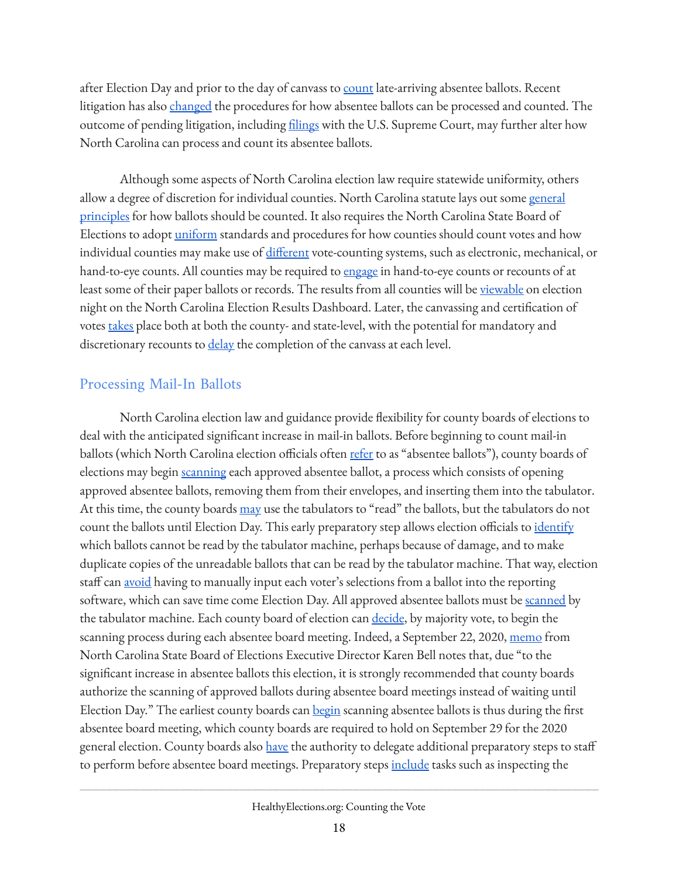after Election Day and prior to the day of canvass to count late-arriving absentee ballots. Recent litigation has also changed the procedures for how absentee ballots can be processed and counted. The outcome of pending litigation, including filings with the U.S. Supreme Court, may further alter how North Carolina can process and count its absentee ballots.

Although some aspects of North Carolina election law require statewide uniformity, others allow a degree of discretion for individual counties. North Carolina statute lays out some general principles for how ballots should be counted. It also requires the North Carolina State Board of Elections to adopt uniform standards and procedures for how counties should count votes and how individual counties may make use of different vote-counting systems, such as electronic, mechanical, or hand-to-eye counts. All counties may be required to engage in hand-to-eye counts or recounts of at least some of their paper ballots or records. The results from all counties will be viewable on election night on the North Carolina Election Results Dashboard. Later, the canvassing and certification of votes takes place both at both the county- and state-level, with the potential for mandatory and discretionary recounts to delay the completion of the canvass at each level.

## Processing Mail-In Ballots

North Carolina election law and guidance provide flexibility for county boards of elections to deal with the anticipated significant increase in mail-in ballots. Before beginning to count mail-in ballots (which North Carolina election officials often refer to as "absentee ballots"), county boards of elections may begin scanning each approved absentee ballot, a process which consists of opening approved absentee ballots, removing them from their envelopes, and inserting them into the tabulator. At this time, the county boards may use the tabulators to "read" the ballots, but the tabulators do not count the ballots until Election Day. This early preparatory step allows election officials to identify which ballots cannot be read by the tabulator machine, perhaps because of damage, and to make duplicate copies of the unreadable ballots that can be read by the tabulator machine. That way, election staff can avoid having to manually input each voter's selections from a ballot into the reporting software, which can save time come Election Day. All approved absentee ballots must be scanned by the tabulator machine. Each county board of election can decide, by majority vote, to begin the scanning process during each absentee board meeting. Indeed, a September 22, 2020, memo from North Carolina State Board of Elections Executive Director Karen Bell notes that, due "to the significant increase in absentee ballots this election, it is strongly recommended that county boards authorize the scanning of approved ballots during absentee board meetings instead of waiting until Election Day." The earliest county boards can begin scanning absentee ballots is thus during the first absentee board meeting, which county boards are required to hold on September 29 for the 2020 general election. County boards also have the authority to delegate additional preparatory steps to staff to perform before absentee board meetings. Preparatory steps include tasks such as inspecting the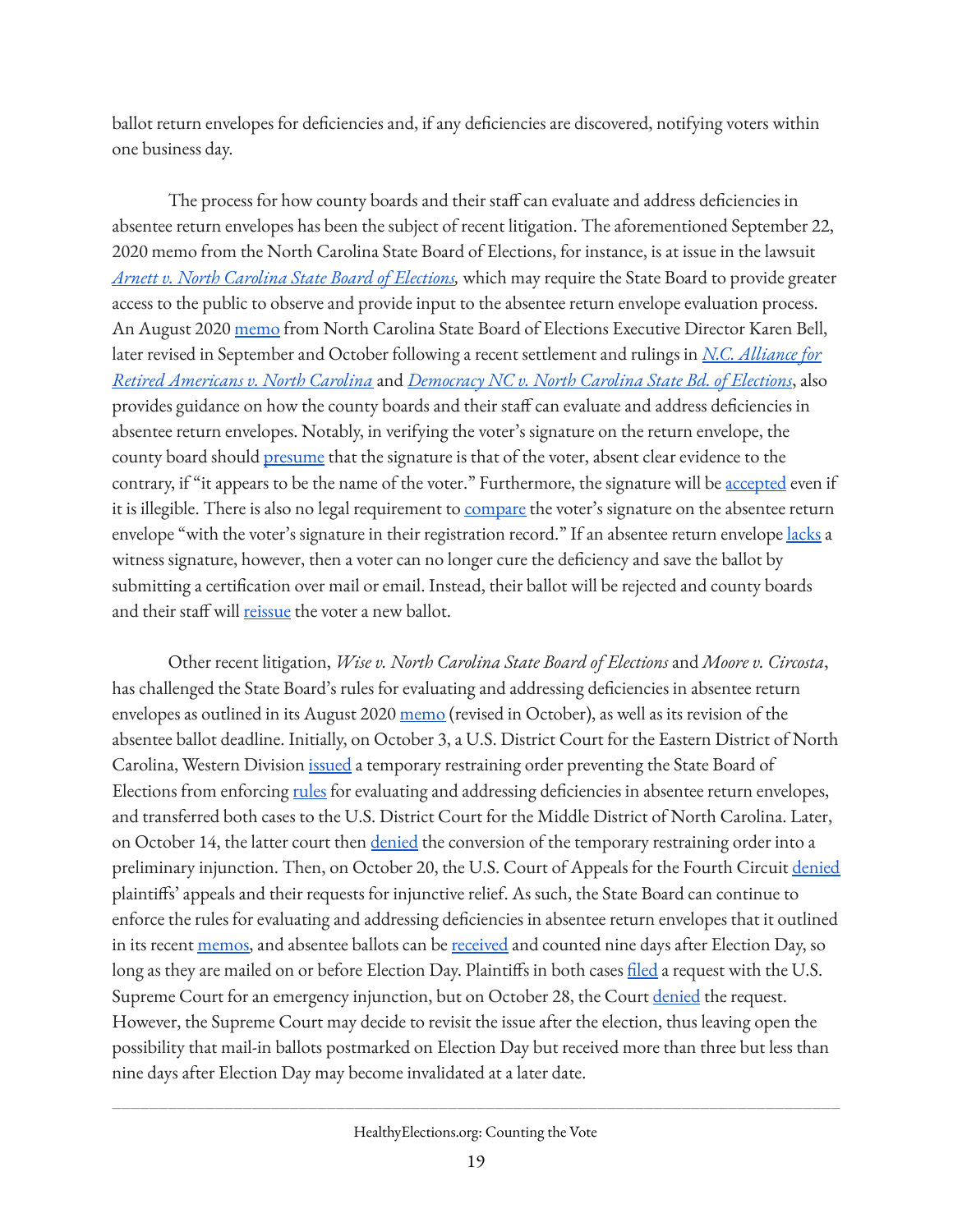ballot return envelopes for deficiencies and, if any deficiencies are discovered, notifying voters within one business day.

The process for how county boards and their staff can evaluate and address deficiencies in absentee return envelopes has been the subject of recent litigation. The aforementioned September 22, 2020 memo from the North Carolina State Board of Elections, for instance, is at issue in the lawsuit *Arnett v. North Carolina State Board of Elections,* which may require the State Board to provide greater access to the public to observe and provide input to the absentee return envelope evaluation process. An August 2020 memo from North Carolina State Board of Elections Executive Director Karen Bell, later revised in September and October following a recent settlement and rulings in *N.C. Alliance for Retired Americans v. North Carolina* and *Democracy NC v. North Carolina State Bd. of Elections*, also provides guidance on how the county boards and their staff can evaluate and address deficiencies in absentee return envelopes. Notably, in verifying the voter's signature on the return envelope, the county board should presume that the signature is that of the voter, absent clear evidence to the contrary, if "it appears to be the name of the voter." Furthermore, the signature will be accepted even if it is illegible. There is also no legal requirement to compare the voter's signature on the absentee return envelope "with the voter's signature in their registration record." If an absentee return envelope lacks a witness signature, however, then a voter can no longer cure the deficiency and save the ballot by submitting a certification over mail or email. Instead, their ballot will be rejected and county boards and their staff will reissue the voter a new ballot.

Other recent litigation, *Wise v. North Carolina State Board of Elections* and *Moore v. Circosta*, has challenged the State Board's rules for evaluating and addressing deficiencies in absentee return envelopes as outlined in its August 2020 memo (revised in October), as well as its revision of the absentee ballot deadline. Initially, on October 3, a U.S. District Court for the Eastern District of North Carolina, Western Division issued a temporary restraining order preventing the State Board of Elections from enforcing rules for evaluating and addressing deficiencies in absentee return envelopes, and transferred both cases to the U.S. District Court for the Middle District of North Carolina. Later, on October 14, the latter court then denied the conversion of the temporary restraining order into a preliminary injunction. Then, on October 20, the U.S. Court of Appeals for the Fourth Circuit denied plaintiffs' appeals and their requests for injunctive relief. As such, the State Board can continue to enforce the rules for evaluating and addressing deficiencies in absentee return envelopes that it outlined in its recent memos, and absentee ballots can be received and counted nine days after Election Day, so long as they are mailed on or before Election Day. Plaintiffs in both cases filed a request with the U.S. Supreme Court for an emergency injunction, but on October 28, the Court denied the request. However, the Supreme Court may decide to revisit the issue after the election, thus leaving open the possibility that mail-in ballots postmarked on Election Day but received more than three but less than nine days after Election Day may become invalidated at a later date.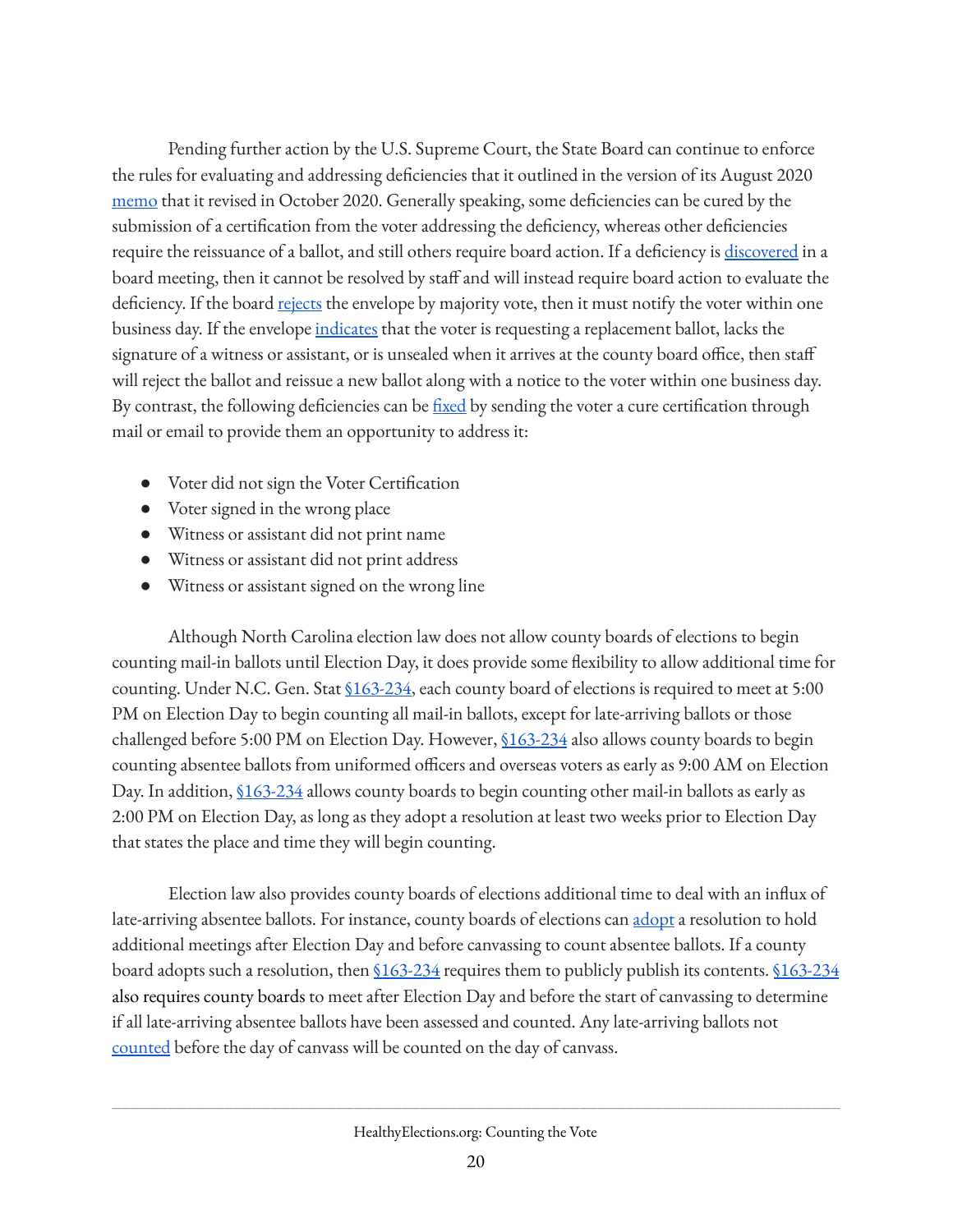Pending further action by the U.S. Supreme Court, the State Board can continue to enforce the rules for evaluating and addressing deficiencies that it outlined in the version of its August 2020 memo that it revised in October 2020. Generally speaking, some deficiencies can be cured by the submission of a certification from the voter addressing the deficiency, whereas other deficiencies require the reissuance of a ballot, and still others require board action. If a deficiency is discovered in a board meeting, then it cannot be resolved by staff and will instead require board action to evaluate the deficiency. If the board rejects the envelope by majority vote, then it must notify the voter within one business day. If the envelope indicates that the voter is requesting a replacement ballot, lacks the signature of a witness or assistant, or is unsealed when it arrives at the county board office, then staff will reject the ballot and reissue a new ballot along with a notice to the voter within one business day. By contrast, the following deficiencies can be fixed by sending the voter a cure certification through mail or email to provide them an opportunity to address it:

- Voter did not sign the Voter Certification
- Voter signed in the wrong place
- Witness or assistant did not print name
- Witness or assistant did not print address
- Witness or assistant signed on the wrong line

Although North Carolina election law does not allow county boards of elections to begin counting mail-in ballots until Election Day, it does provide some flexibility to allow additional time for counting. Under N.C. Gen. Stat §163-234, each county board of elections is required to meet at 5:00 PM on Election Day to begin counting all mail-in ballots, except for late-arriving ballots or those challenged before 5:00 PM on Election Day. However, §163-234 also allows county boards to begin counting absentee ballots from uniformed officers and overseas voters as early as 9:00 AM on Election Day. In addition, §163-234 allows county boards to begin counting other mail-in ballots as early as 2:00 PM on Election Day, as long as they adopt a resolution at least two weeks prior to Election Day that states the place and time they will begin counting.

Election law also provides county boards of elections additional time to deal with an influx of late-arriving absentee ballots. For instance, county boards of elections can adopt a resolution to hold additional meetings after Election Day and before canvassing to count absentee ballots. If a county board adopts such a resolution, then §163-234 requires them to publicly publish its contents. §163-234 also requires county boards to meet after Election Day and before the start of canvassing to determine if all late-arriving absentee ballots have been assessed and counted. Any late-arriving ballots not counted before the day of canvass will be counted on the day of canvass.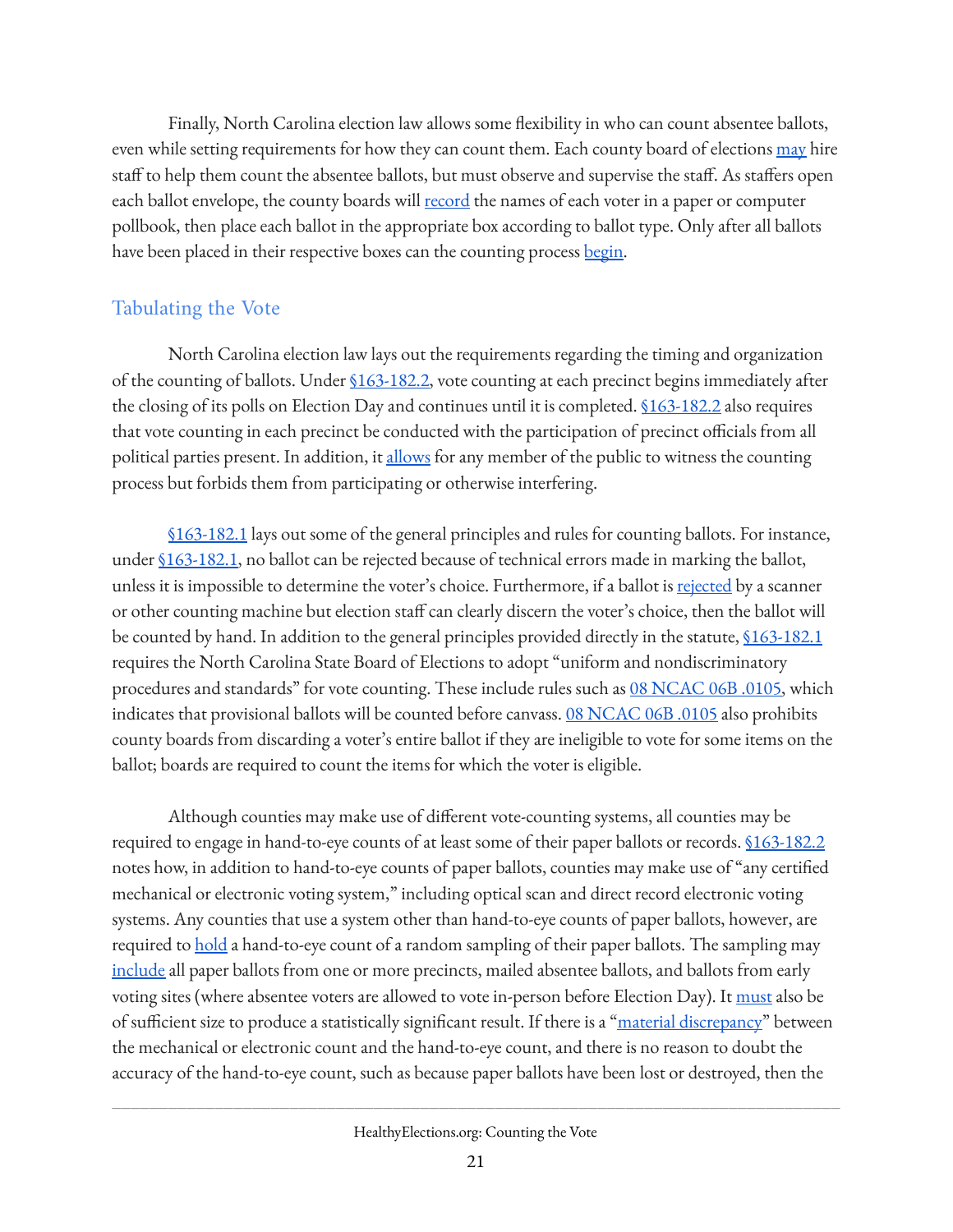Finally, North Carolina election law allows some flexibility in who can count absentee ballots, even while setting requirements for how they can count them. Each county board of elections may hire staff to help them count the absentee ballots, but must observe and supervise the staff. As staffers open each ballot envelope, the county boards will record the names of each voter in a paper or computer pollbook, then place each ballot in the appropriate box according to ballot type. Only after all ballots have been placed in their respective boxes can the counting process begin.

## Tabulating the Vote

North Carolina election law lays out the requirements regarding the timing and organization of the counting of ballots. Under §163-182.2, vote counting at each precinct begins immediately after the closing of its polls on Election Day and continues until it is completed. §163-182.2 also requires that vote counting in each precinct be conducted with the participation of precinct officials from all political parties present. In addition, it allows for any member of the public to witness the counting process but forbids them from participating or otherwise interfering.

§163-182.1 lays out some of the general principles and rules for counting ballots. For instance, under §163-182.1, no ballot can be rejected because of technical errors made in marking the ballot, unless it is impossible to determine the voter's choice. Furthermore, if a ballot is rejected by a scanner or other counting machine but election staff can clearly discern the voter's choice, then the ballot will be counted by hand. In addition to the general principles provided directly in the statute, §163-182.1 requires the North Carolina State Board of Elections to adopt "uniform and nondiscriminatory procedures and standards" for vote counting. These include rules such as 08 NCAC 06B .0105, which indicates that provisional ballots will be counted before canvass. 08 NCAC 06B .0105 also prohibits county boards from discarding a voter's entire ballot if they are ineligible to vote for some items on the ballot; boards are required to count the items for which the voter is eligible.

Although counties may make use of different vote-counting systems, all counties may be required to engage in hand-to-eye counts of at least some of their paper ballots or records. §163-182.2 notes how, in addition to hand-to-eye counts of paper ballots, counties may make use of "any certified mechanical or electronic voting system," including optical scan and direct record electronic voting systems. Any counties that use a system other than hand-to-eye counts of paper ballots, however, are required to hold a hand-to-eye count of a random sampling of their paper ballots. The sampling may include all paper ballots from one or more precincts, mailed absentee ballots, and ballots from early voting sites (where absentee voters are allowed to vote in-person before Election Day). It must also be of sufficient size to produce a statistically significant result. If there is a "material discrepancy" between the mechanical or electronic count and the hand-to-eye count, and there is no reason to doubt the accuracy of the hand-to-eye count, such as because paper ballots have been lost or destroyed, then the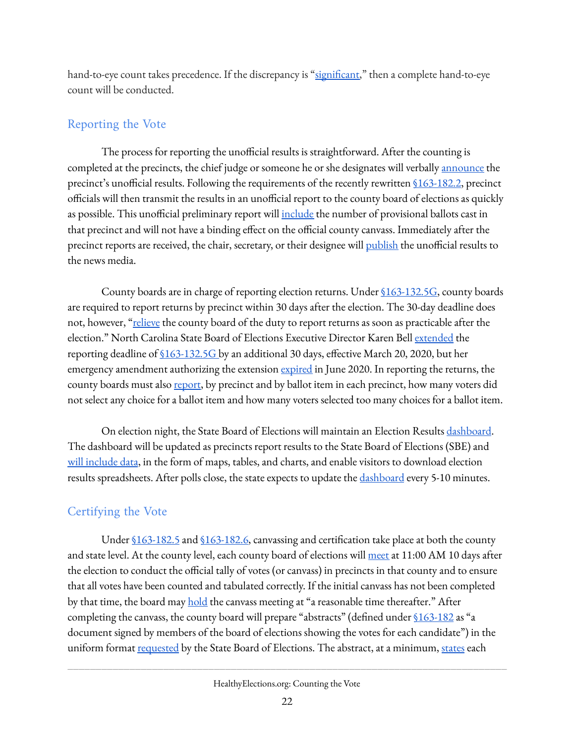hand-to-eye count takes precedence. If the discrepancy is "significant," then a complete hand-to-eye count will be conducted.

## Reporting the Vote

The process for reporting the unofficial results is straightforward. After the counting is completed at the precincts, the chief judge or someone he or she designates will verbally announce the precinct's unofficial results. Following the requirements of the recently rewritten §163-182.2, precinct officials will then transmit the results in an unofficial report to the county board of elections as quickly as possible. This unofficial preliminary report will include the number of provisional ballots cast in that precinct and will not have a binding effect on the official county canvass. Immediately after the precinct reports are received, the chair, secretary, or their designee will publish the unofficial results to the news media.

County boards are in charge of reporting election returns. Under §163-132.5G, county boards are required to report returns by precinct within 30 days after the election. The 30-day deadline does not, however, "relieve the county board of the duty to report returns as soon as practicable after the election." North Carolina State Board of Elections Executive Director Karen Bell extended the reporting deadline of §163-132.5G by an additional 30 days, effective March 20, 2020, but her emergency amendment authorizing the extension expired in June 2020. In reporting the returns, the county boards must also report, by precinct and by ballot item in each precinct, how many voters did not select any choice for a ballot item and how many voters selected too many choices for a ballot item.

On election night, the State Board of Elections will maintain an Election Results dashboard. The dashboard will be updated as precincts report results to the State Board of Elections (SBE) and will include data, in the form of maps, tables, and charts, and enable visitors to download election results spreadsheets. After polls close, the state expects to update the dashboard every 5-10 minutes.

## Certifying the Vote

Under §163-182.5 and §163-182.6, canvassing and certification take place at both the county and state level. At the county level, each county board of elections will meet at 11:00 AM 10 days after the election to conduct the official tally of votes (or canvass) in precincts in that county and to ensure that all votes have been counted and tabulated correctly. If the initial canvass has not been completed by that time, the board may hold the canvass meeting at "a reasonable time thereafter." After completing the canvass, the county board will prepare "abstracts" (defined under §163-182 as "a document signed by members of the board of elections showing the votes for each candidate") in the uniform format requested by the State Board of Elections. The abstract, at a minimum, states each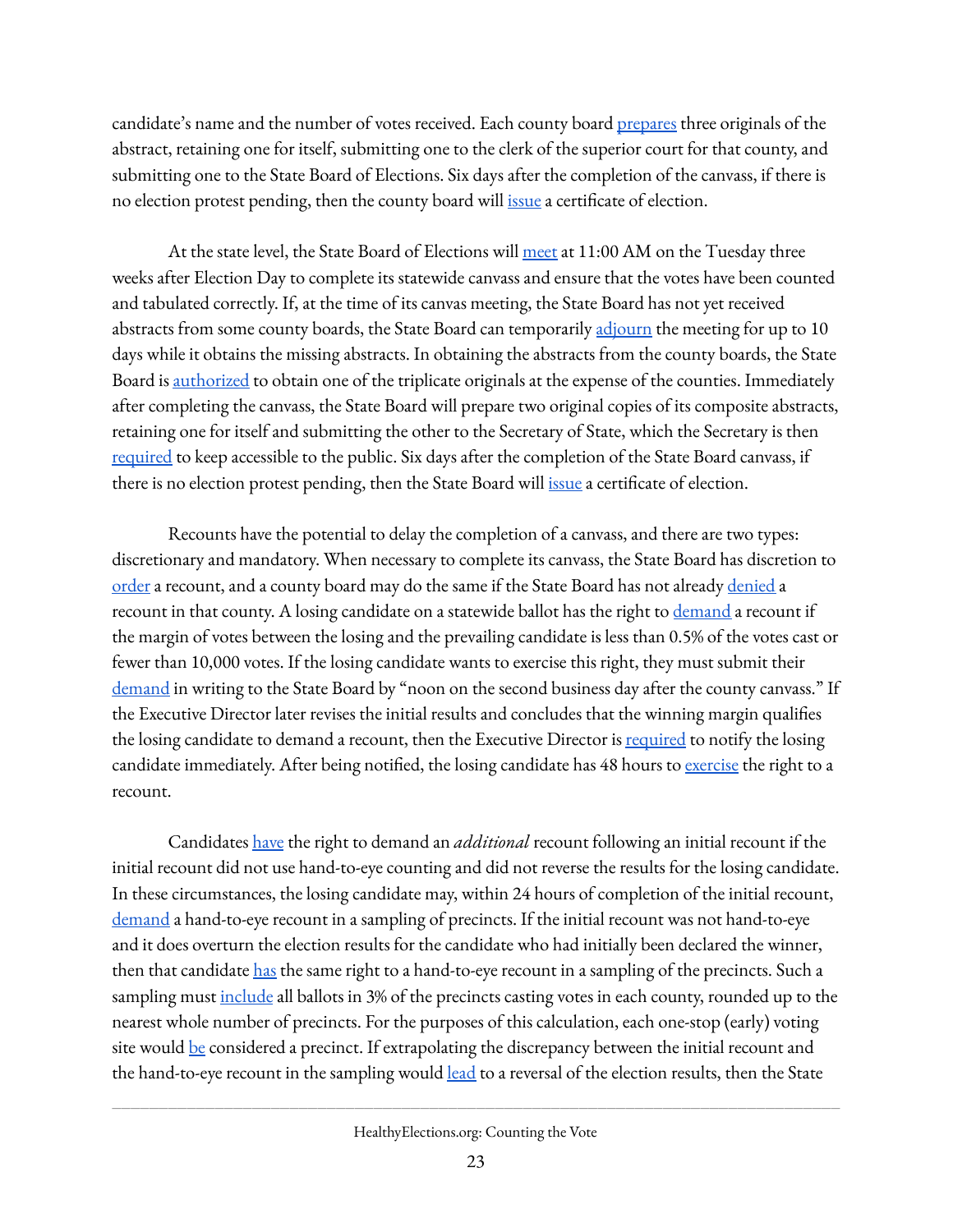candidate's name and the number of votes received. Each county board prepares three originals of the abstract, retaining one for itself, submitting one to the clerk of the superior court for that county, and submitting one to the State Board of Elections. Six days after the completion of the canvass, if there is no election protest pending, then the county board will issue a certificate of election.

At the state level, the State Board of Elections will meet at 11:00 AM on the Tuesday three weeks after Election Day to complete its statewide canvass and ensure that the votes have been counted and tabulated correctly. If, at the time of its canvas meeting, the State Board has not yet received abstracts from some county boards, the State Board can temporarily adjourn the meeting for up to 10 days while it obtains the missing abstracts. In obtaining the abstracts from the county boards, the State Board is authorized to obtain one of the triplicate originals at the expense of the counties. Immediately after completing the canvass, the State Board will prepare two original copies of its composite abstracts, retaining one for itself and submitting the other to the Secretary of State, which the Secretary is then required to keep accessible to the public. Six days after the completion of the State Board canvass, if there is no election protest pending, then the State Board will issue a certificate of election.

Recounts have the potential to delay the completion of a canvass, and there are two types: discretionary and mandatory. When necessary to complete its canvass, the State Board has discretion to order a recount, and a county board may do the same if the State Board has not already denied a recount in that county. A losing candidate on a statewide ballot has the right to demand a recount if the margin of votes between the losing and the prevailing candidate is less than 0.5% of the votes cast or fewer than 10,000 votes. If the losing candidate wants to exercise this right, they must submit their demand in writing to the State Board by "noon on the second business day after the county canvass." If the Executive Director later revises the initial results and concludes that the winning margin qualifies the losing candidate to demand a recount, then the Executive Director is required to notify the losing candidate immediately. After being notified, the losing candidate has 48 hours to exercise the right to a recount.

Candidates have the right to demand an *additional* recount following an initial recount if the initial recount did not use hand-to-eye counting and did not reverse the results for the losing candidate. In these circumstances, the losing candidate may, within 24 hours of completion of the initial recount, demand a hand-to-eye recount in a sampling of precincts. If the initial recount was not hand-to-eye and it does overturn the election results for the candidate who had initially been declared the winner, then that candidate has the same right to a hand-to-eye recount in a sampling of the precincts. Such a sampling must include all ballots in 3% of the precincts casting votes in each county, rounded up to the nearest whole number of precincts. For the purposes of this calculation, each one-stop (early) voting site would be considered a precinct. If extrapolating the discrepancy between the initial recount and the hand-to-eye recount in the sampling would lead to a reversal of the election results, then the State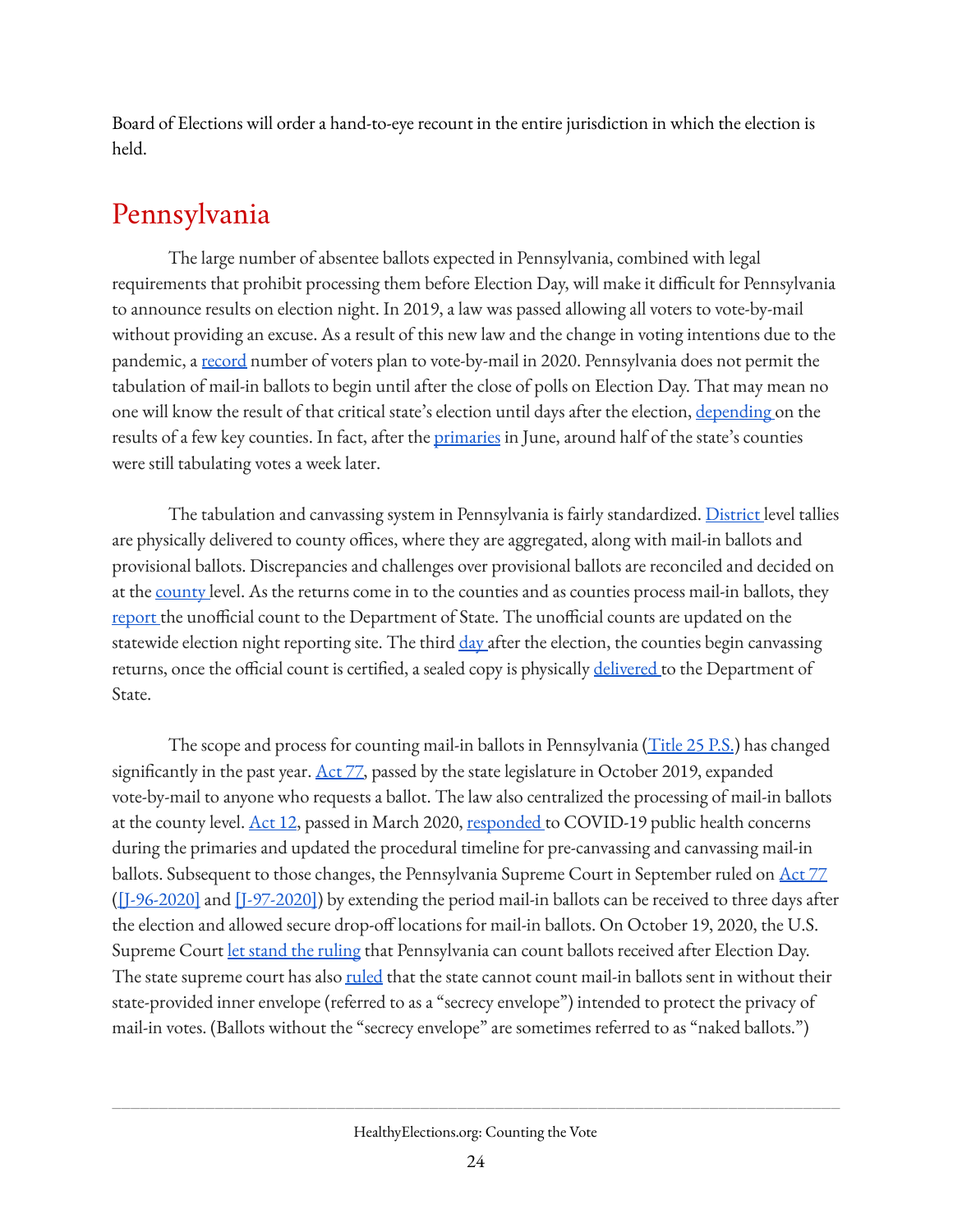Board of Elections will order a hand-to-eye recount in the entire jurisdiction in which the election is held.

## Pennsylvania

The large number of absentee ballots expected in Pennsylvania, combined with legal requirements that prohibit processing them before Election Day, will make it difficult for Pennsylvania to announce results on election night. In 2019, a law was passed allowing all voters to vote-by-mail without providing an excuse. As a result of this new law and the change in voting intentions due to the pandemic, a record number of voters plan to vote-by-mail in 2020. Pennsylvania does not permit the tabulation of mail-in ballots to begin until after the close of polls on Election Day. That may mean no one will know the result of that critical state's election until days after the election, depending on the results of a few key counties. In fact, after the primaries in June, around half of the state's counties were still tabulating votes a week later.

The tabulation and canvassing system in Pennsylvania is fairly standardized. District level tallies are physically delivered to county offices, where they are aggregated, along with mail-in ballots and provisional ballots. Discrepancies and challenges over provisional ballots are reconciled and decided on at the county level. As the returns come in to the counties and as counties process mail-in ballots, they report the unofficial count to the Department of State. The unofficial counts are updated on the statewide election night reporting site. The third day after the election, the counties begin canvassing returns, once the official count is certified, a sealed copy is physically delivered to the Department of State.

The scope and process for counting mail-in ballots in Pennsylvania (Title 25 P.S.) has changed significantly in the past year. Act 77, passed by the state legislature in October 2019, expanded vote-by-mail to anyone who requests a ballot. The law also centralized the processing of mail-in ballots at the county level. Act 12, passed in March 2020, responded to COVID-19 public health concerns during the primaries and updated the procedural timeline for pre-canvassing and canvassing mail-in ballots. Subsequent to those changes, the Pennsylvania Supreme Court in September ruled on Act 77 ([J-96-2020] and [J-97-2020]) by extending the period mail-in ballots can be received to three days after the election and allowed secure drop-off locations for mail-in ballots. On October 19, 2020, the U.S. Supreme Court let stand the ruling that Pennsylvania can count ballots received after Election Day. The state supreme court has also ruled that the state cannot count mail-in ballots sent in without their state-provided inner envelope (referred to as a "secrecy envelope") intended to protect the privacy of mail-in votes. (Ballots without the "secrecy envelope" are sometimes referred to as "naked ballots.")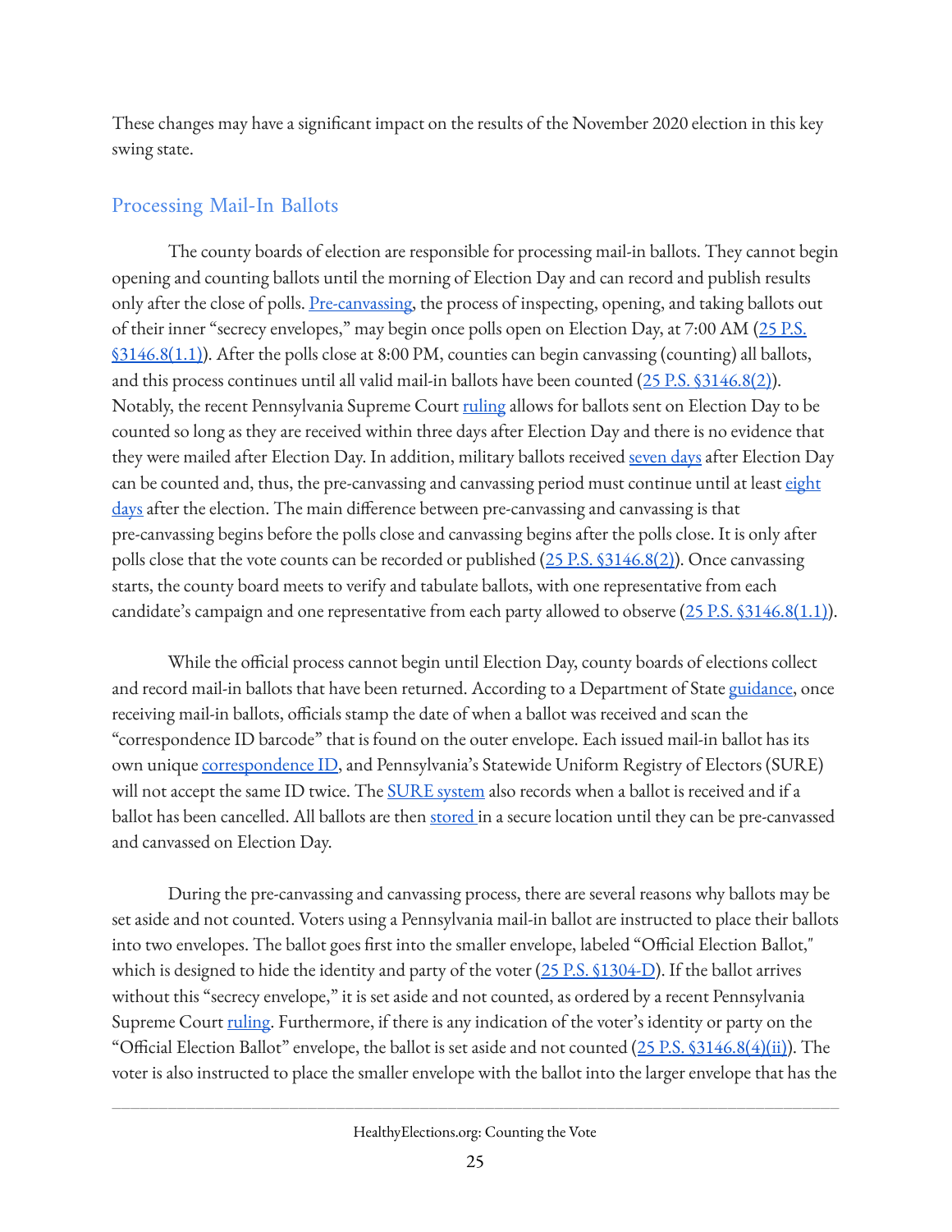These changes may have a significant impact on the results of the November 2020 election in this key swing state.

## Processing Mail-In Ballots

The county boards of election are responsible for processing mail-in ballots. They cannot begin opening and counting ballots until the morning of Election Day and can record and publish results only after the close of polls. Pre-canvassing, the process of inspecting, opening, and taking ballots out of their inner "secrecy envelopes," may begin once polls open on Election Day, at 7:00 AM (25 P.S. §3146.8(1.1)). After the polls close at 8:00 PM, counties can begin canvassing (counting) all ballots, and this process continues until all valid mail-in ballots have been counted (25 P.S. §3146.8(2)). Notably, the recent Pennsylvania Supreme Court ruling allows for ballots sent on Election Day to be counted so long as they are received within three days after Election Day and there is no evidence that they were mailed after Election Day. In addition, military ballots received seven days after Election Day can be counted and, thus, the pre-canvassing and canvassing period must continue until at least eight days after the election. The main difference between pre-canvassing and canvassing is that pre-canvassing begins before the polls close and canvassing begins after the polls close. It is only after polls close that the vote counts can be recorded or published (25 P.S. §3146.8(2)). Once canvassing starts, the county board meets to verify and tabulate ballots, with one representative from each candidate's campaign and one representative from each party allowed to observe (25 P.S. §3146.8(1.1)).

While the official process cannot begin until Election Day, county boards of elections collect and record mail-in ballots that have been returned. According to a Department of State guidance, once receiving mail-in ballots, officials stamp the date of when a ballot was received and scan the "correspondence ID barcode" that is found on the outer envelope. Each issued mail-in ballot has its own unique correspondence ID, and Pennsylvania's Statewide Uniform Registry of Electors (SURE) will not accept the same ID twice. The SURE system also records when a ballot is received and if a ballot has been cancelled. All ballots are then stored in a secure location until they can be pre-canvassed and canvassed on Election Day.

During the pre-canvassing and canvassing process, there are several reasons why ballots may be set aside and not counted. Voters using a Pennsylvania mail-in ballot are instructed to place their ballots into two envelopes. The ballot goes first into the smaller envelope, labeled "Official Election Ballot," which is designed to hide the identity and party of the voter (25 P.S. §1304-D). If the ballot arrives without this "secrecy envelope," it is set aside and not counted, as ordered by a recent Pennsylvania Supreme Court ruling. Furthermore, if there is any indication of the voter's identity or party on the "Official Election Ballot" envelope, the ballot is set aside and not counted (25 P.S. §3146.8(4)(ii)). The voter is also instructed to place the smaller envelope with the ballot into the larger envelope that has the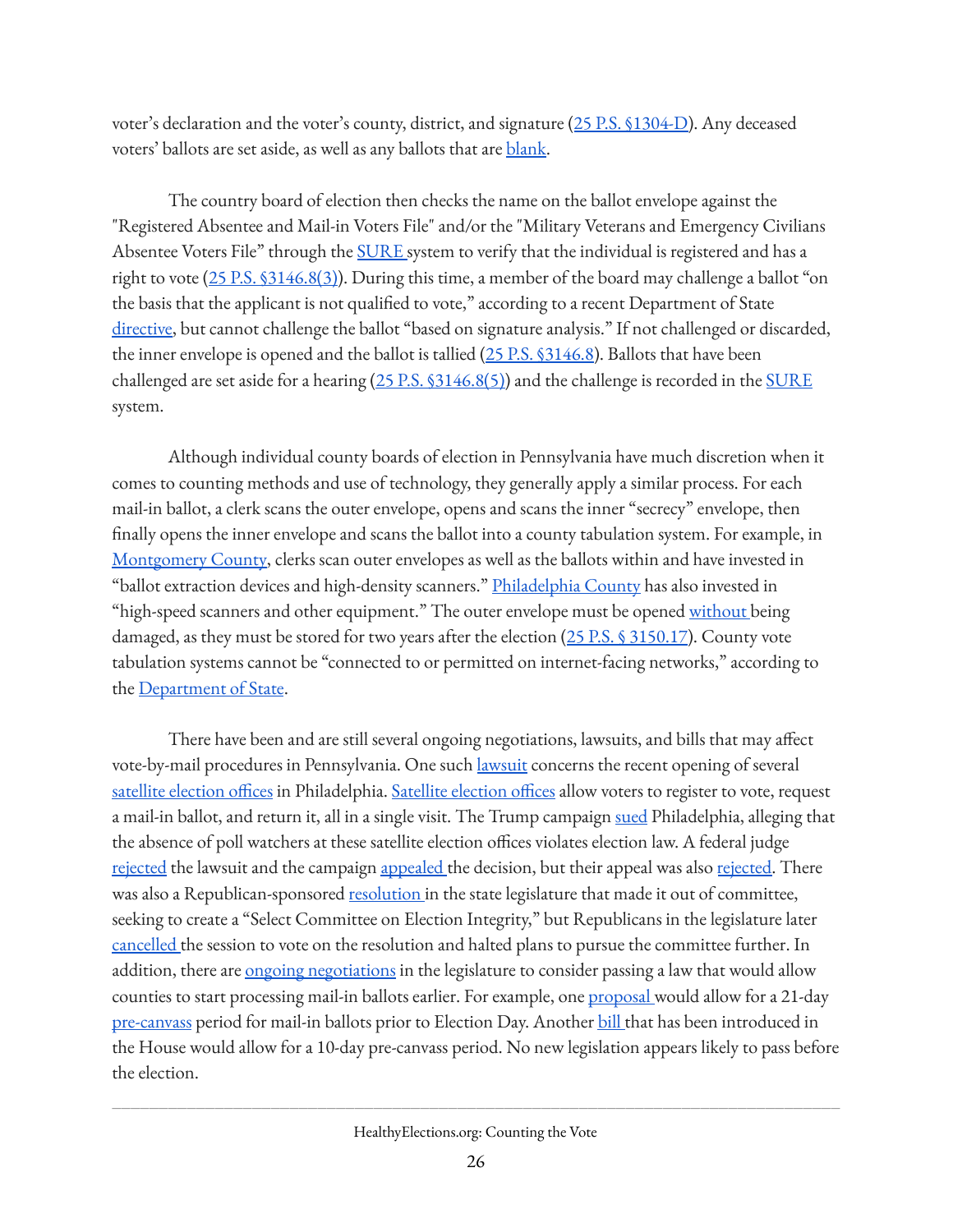voter's declaration and the voter's county, district, and signature (25 P.S. §1304-D). Any deceased voters' ballots are set aside, as well as any ballots that are blank.

The country board of election then checks the name on the ballot envelope against the "Registered Absentee and Mail-in Voters File" and/or the "Military Veterans and Emergency Civilians Absentee Voters File" through the SURE system to verify that the individual is registered and has a right to vote (25 P.S. §3146.8(3)). During this time, a member of the board may challenge a ballot "on the basis that the applicant is not qualified to vote," according to a recent Department of State directive, but cannot challenge the ballot "based on signature analysis." If not challenged or discarded, the inner envelope is opened and the ballot is tallied (25 P.S. §3146.8). Ballots that have been challenged are set aside for a hearing (25 P.S. §3146.8(5)) and the challenge is recorded in the SURE system.

Although individual county boards of election in Pennsylvania have much discretion when it comes to counting methods and use of technology, they generally apply a similar process. For each mail-in ballot, a clerk scans the outer envelope, opens and scans the inner "secrecy" envelope, then finally opens the inner envelope and scans the ballot into a county tabulation system. For example, in Montgomery County, clerks scan outer envelopes as well as the ballots within and have invested in "ballot extraction devices and high-density scanners." Philadelphia County has also invested in "high-speed scanners and other equipment." The outer envelope must be opened without being damaged, as they must be stored for two years after the election (25 P.S. § 3150.17). County vote tabulation systems cannot be "connected to or permitted on internet-facing networks," according to the Department of State.

There have been and are still several ongoing negotiations, lawsuits, and bills that may affect vote-by-mail procedures in Pennsylvania. One such lawsuit concerns the recent opening of several satellite election offices in Philadelphia. Satellite election offices allow voters to register to vote, request a mail-in ballot, and return it, all in a single visit. The Trump campaign sued Philadelphia, alleging that the absence of poll watchers at these satellite election offices violates election law. A federal judge rejected the lawsuit and the campaign appealed the decision, but their appeal was also rejected. There was also a Republican-sponsored resolution in the state legislature that made it out of committee, seeking to create a "Select Committee on Election Integrity," but Republicans in the legislature later cancelled the session to vote on the resolution and halted plans to pursue the committee further. In addition, there are ongoing negotiations in the legislature to consider passing a law that would allow counties to start processing mail-in ballots earlier. For example, one proposal would allow for a 21-day pre-canvass period for mail-in ballots prior to Election Day. Another bill that has been introduced in the House would allow for a 10-day pre-canvass period. No new legislation appears likely to pass before the election.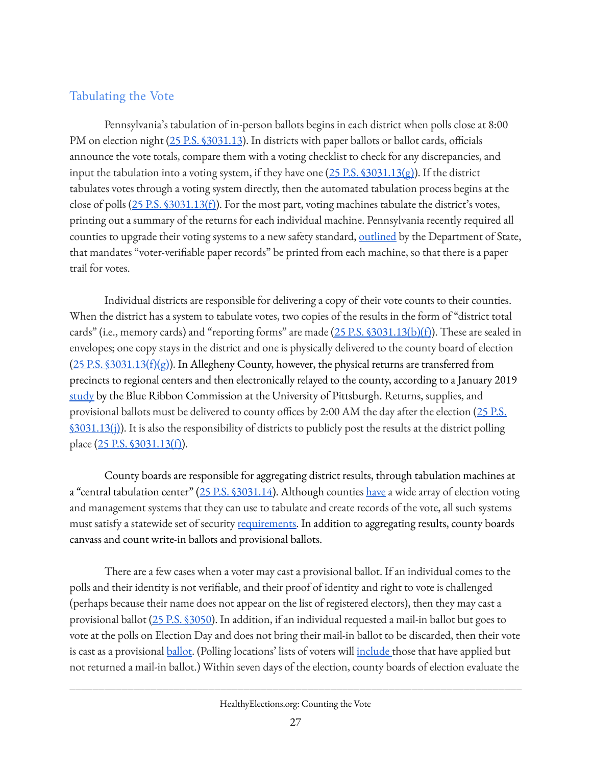## Tabulating the Vote

Pennsylvania's tabulation of in-person ballots begins in each district when polls close at 8:00 PM on election night (25 P.S. §3031.13). In districts with paper ballots or ballot cards, officials announce the vote totals, compare them with a voting checklist to check for any discrepancies, and input the tabulation into a voting system, if they have one (25 P.S. §3031.13(g)). If the district tabulates votes through a voting system directly, then the automated tabulation process begins at the close of polls (25 P.S. §3031.13(f)). For the most part, voting machines tabulate the district's votes, printing out a summary of the returns for each individual machine. Pennsylvania recently required all counties to upgrade their voting systems to a new safety standard, outlined by the Department of State, that mandates "voter-verifiable paper records" be printed from each machine, so that there is a paper trail for votes.

Individual districts are responsible for delivering a copy of their vote counts to their counties. When the district has a system to tabulate votes, two copies of the results in the form of "district total cards" (i.e., memory cards) and "reporting forms" are made (25 P.S. §3031.13(b)(f)). These are sealed in envelopes; one copy stays in the district and one is physically delivered to the county board of election (25 P.S. §3031.13(f)(g)). In Allegheny County, however, the physical returns are transferred from precincts to regional centers and then electronically relayed to the county, according to a January 2019 study by the Blue Ribbon Commission at the University of Pittsburgh. Returns, supplies, and provisional ballots must be delivered to county offices by 2:00 AM the day after the election (25 P.S. §3031.13(j)). It is also the responsibility of districts to publicly post the results at the district polling place (25 P.S. §3031.13(f)).

County boards are responsible for aggregating district results, through tabulation machines at a "central tabulation center" (25 P.S. §3031.14). Although counties have a wide array of election voting and management systems that they can use to tabulate and create records of the vote, all such systems must satisfy a statewide set of security requirements. In addition to aggregating results, county boards canvass and count write-in ballots and provisional ballots.

There are a few cases when a voter may cast a provisional ballot. If an individual comes to the polls and their identity is not verifiable, and their proof of identity and right to vote is challenged (perhaps because their name does not appear on the list of registered electors), then they may cast a provisional ballot (25 P.S. §3050). In addition, if an individual requested a mail-in ballot but goes to vote at the polls on Election Day and does not bring their mail-in ballot to be discarded, then their vote is cast as a provisional ballot. (Polling locations' lists of voters will include those that have applied but not returned a mail-in ballot.) Within seven days of the election, county boards of election evaluate the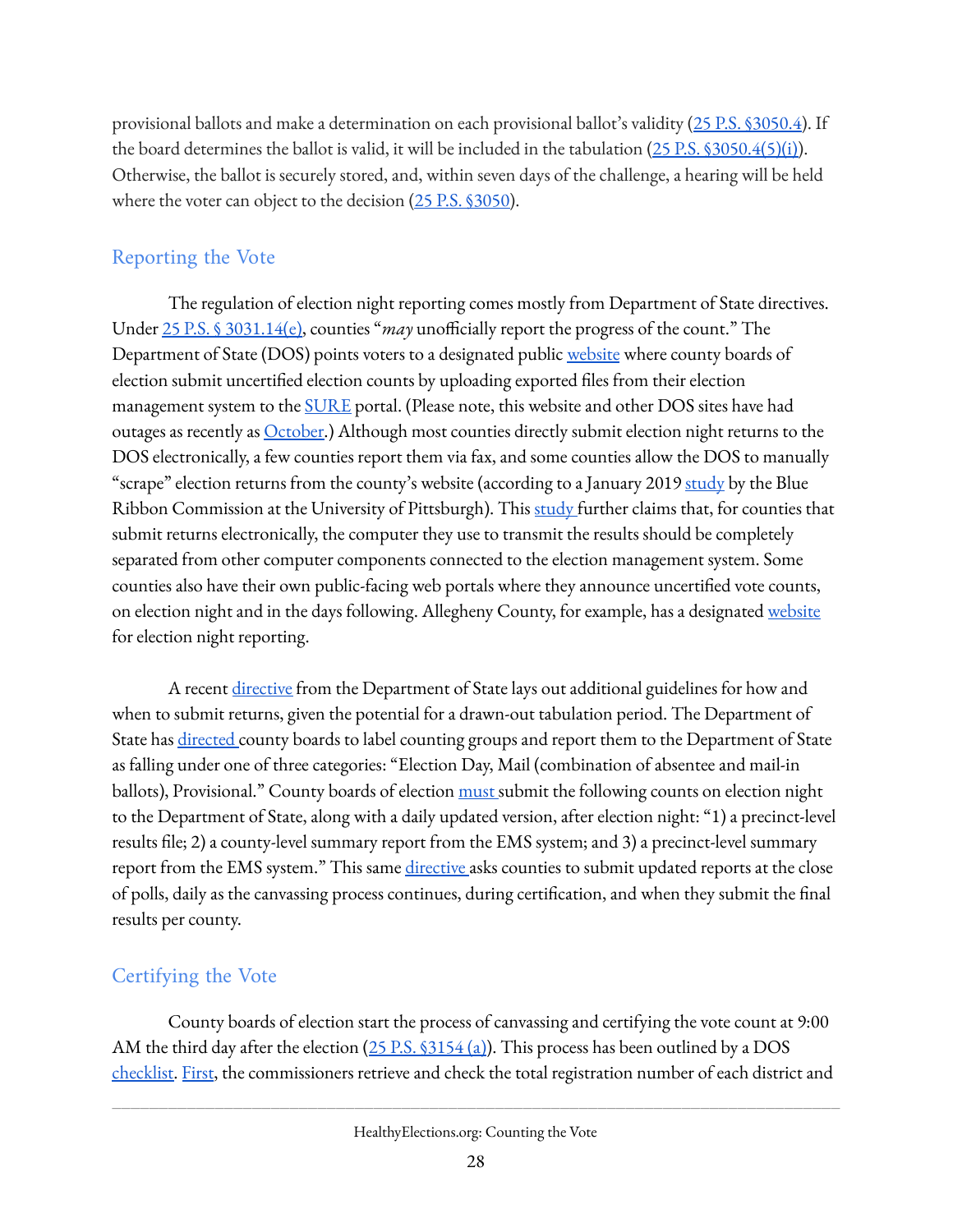provisional ballots and make a determination on each provisional ballot's validity (25 P.S. §3050.4). If the board determines the ballot is valid, it will be included in the tabulation (25 P.S. §3050.4(5)(i)). Otherwise, the ballot is securely stored, and, within seven days of the challenge, a hearing will be held where the voter can object to the decision (25 P.S. §3050).

## Reporting the Vote

The regulation of election night reporting comes mostly from Department of State directives. Under 25 P.S. § 3031.14(e), counties "*may* unofficially report the progress of the count." The Department of State (DOS) points voters to a designated public website where county boards of election submit uncertified election counts by uploading exported files from their election management system to the SURE portal. (Please note, this website and other DOS sites have had outages as recently as October.) Although most counties directly submit election night returns to the DOS electronically, a few counties report them via fax, and some counties allow the DOS to manually "scrape" election returns from the county's website (according to a January 2019 study by the Blue Ribbon Commission at the University of Pittsburgh). This study further claims that, for counties that submit returns electronically, the computer they use to transmit the results should be completely separated from other computer components connected to the election management system. Some counties also have their own public-facing web portals where they announce uncertified vote counts, on election night and in the days following. Allegheny County, for example, has a designated website for election night reporting.

A recent directive from the Department of State lays out additional guidelines for how and when to submit returns, given the potential for a drawn-out tabulation period. The Department of State has directed county boards to label counting groups and report them to the Department of State as falling under one of three categories: "Election Day, Mail (combination of absentee and mail-in ballots), Provisional." County boards of election must submit the following counts on election night to the Department of State, along with a daily updated version, after election night: "1) a precinct-level results file; 2) a county-level summary report from the EMS system; and 3) a precinct-level summary report from the EMS system." This same directive asks counties to submit updated reports at the close of polls, daily as the canvassing process continues, during certification, and when they submit the final results per county.

## Certifying the Vote

County boards of election start the process of canvassing and certifying the vote count at 9:00 AM the third day after the election (25 P.S. §3154 (a)). This process has been outlined by a DOS checklist. First, the commissioners retrieve and check the total registration number of each district and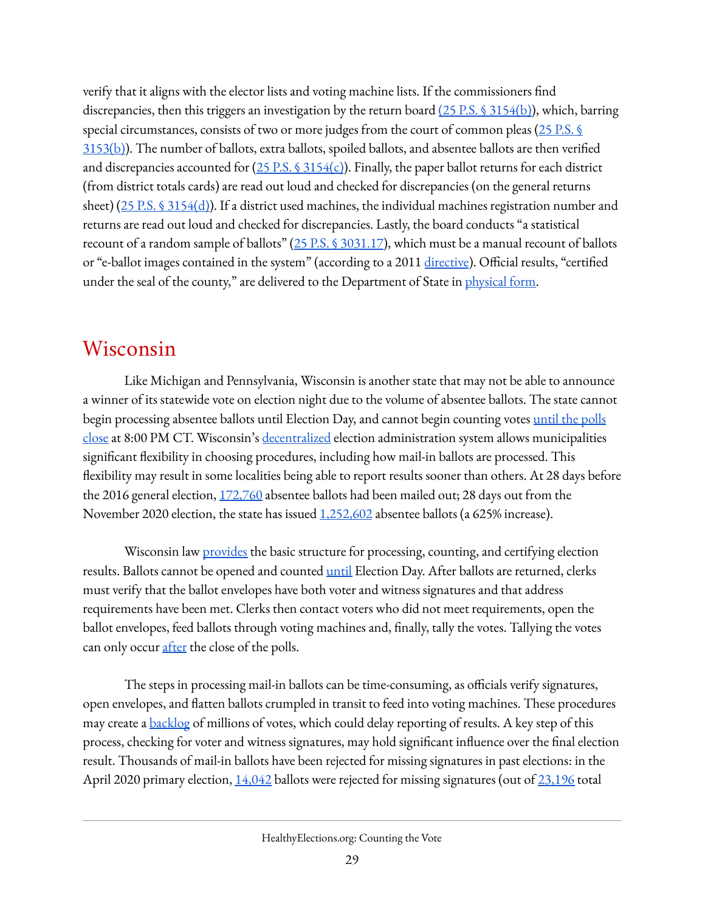verify that it aligns with the elector lists and voting machine lists. If the commissioners find discrepancies, then this triggers an investigation by the return board (25 P.S. § 3154(b)), which, barring special circumstances, consists of two or more judges from the court of common pleas (25 P.S. § 3153(b)). The number of ballots, extra ballots, spoiled ballots, and absentee ballots are then verified and discrepancies accounted for (25 P.S. § 3154(c)). Finally, the paper ballot returns for each district (from district totals cards) are read out loud and checked for discrepancies (on the general returns sheet) (25 P.S. § 3154(d)). If a district used machines, the individual machines registration number and returns are read out loud and checked for discrepancies. Lastly, the board conducts "a statistical recount of a random sample of ballots" (25 P.S. § 3031.17), which must be a manual recount of ballots or "e-ballot images contained in the system" (according to a 2011 directive). Official results, "certified under the seal of the county," are delivered to the Department of State in physical form.

## Wisconsin

Like Michigan and Pennsylvania, Wisconsin is another state that may not be able to announce a winner of its statewide vote on election night due to the volume of absentee ballots. The state cannot begin processing absentee ballots until Election Day, and cannot begin counting votes until the polls close at 8:00 PM CT. Wisconsin's decentralized election administration system allows municipalities significant flexibility in choosing procedures, including how mail-in ballots are processed. This flexibility may result in some localities being able to report results sooner than others. At 28 days before the 2016 general election, 172,760 absentee ballots had been mailed out; 28 days out from the November 2020 election, the state has issued 1,252,602 absentee ballots (a 625% increase).

Wisconsin law provides the basic structure for processing, counting, and certifying election results. Ballots cannot be opened and counted until Election Day. After ballots are returned, clerks must verify that the ballot envelopes have both voter and witness signatures and that address requirements have been met. Clerks then contact voters who did not meet requirements, open the ballot envelopes, feed ballots through voting machines and, finally, tally the votes. Tallying the votes can only occur after the close of the polls.

The steps in processing mail-in ballots can be time-consuming, as officials verify signatures, open envelopes, and flatten ballots crumpled in transit to feed into voting machines. These procedures may create a backlog of millions of votes, which could delay reporting of results. A key step of this process, checking for voter and witness signatures, may hold significant influence over the final election result. Thousands of mail-in ballots have been rejected for missing signatures in past elections: in the April 2020 primary election, 14,042 ballots were rejected for missing signatures (out of 23,196 total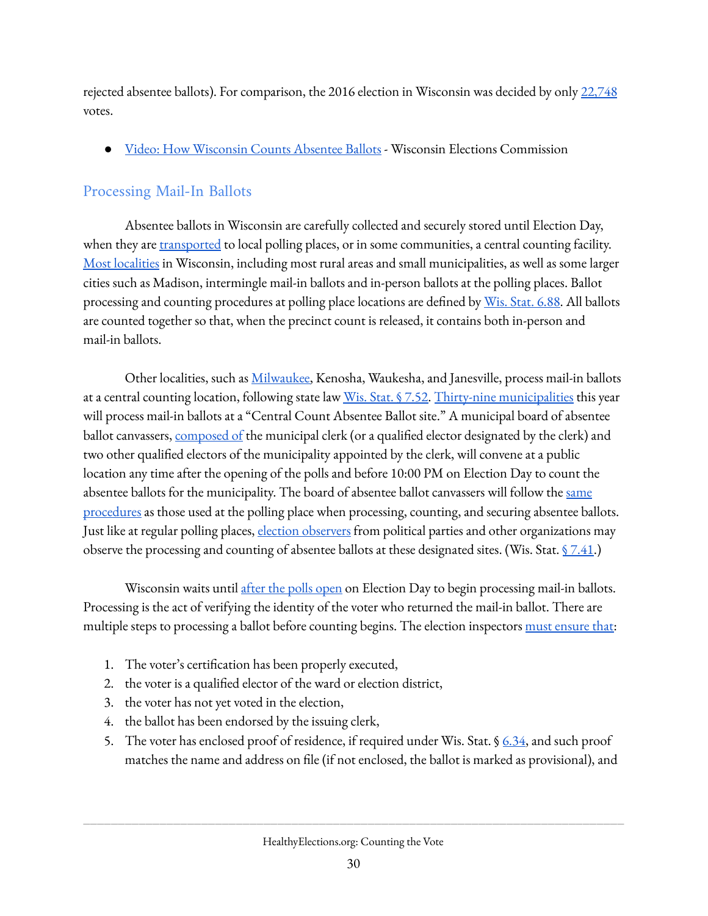rejected absentee ballots). For comparison, the 2016 election in Wisconsin was decided by only 22,748 votes.

- Video: How Wisconsin Counts Absentee Ballots - Wisconsin Elections Commission

## Processing Mail-In Ballots

Absentee ballots in Wisconsin are carefully collected and securely stored until Election Day, when they are transported to local polling places, or in some communities, a central counting facility. Most localities in Wisconsin, including most rural areas and small municipalities, as well as some larger cities such as Madison, intermingle mail-in ballots and in-person ballots at the polling places. Ballot processing and counting procedures at polling place locations are defined by Wis. Stat. 6.88. All ballots are counted together so that, when the precinct count is released, it contains both in-person and mail-in ballots.

Other localities, such as Milwaukee, Kenosha, Waukesha, and Janesville, process mail-in ballots at a central counting location, following state law Wis. Stat. § 7.52. Thirty-nine municipalities this year will process mail-in ballots at a "Central Count Absentee Ballot site." A municipal board of absentee ballot canvassers, composed of the municipal clerk (or a qualified elector designated by the clerk) and two other qualified electors of the municipality appointed by the clerk, will convene at a public location any time after the opening of the polls and before 10:00 PM on Election Day to count the absentee ballots for the municipality. The board of absentee ballot canvassers will follow the same procedures as those used at the polling place when processing, counting, and securing absentee ballots. Just like at regular polling places, election observers from political parties and other organizations may observe the processing and counting of absentee ballots at these designated sites. (Wis. Stat. § 7.41.)

Wisconsin waits until after the polls open on Election Day to begin processing mail-in ballots. Processing is the act of verifying the identity of the voter who returned the mail-in ballot. There are multiple steps to processing a ballot before counting begins. The election inspectors must ensure that:

1. The voter's certification has been properly executed,
2. the voter is a qualified elector of the ward or election district,
3. the voter has not yet voted in the election,
4. the ballot has been endorsed by the issuing clerk,
5. The voter has enclosed proof of residence, if required under Wis. Stat. § 6.34, and such proof matches the name and address on file (if not enclosed, the ballot is marked as provisional), and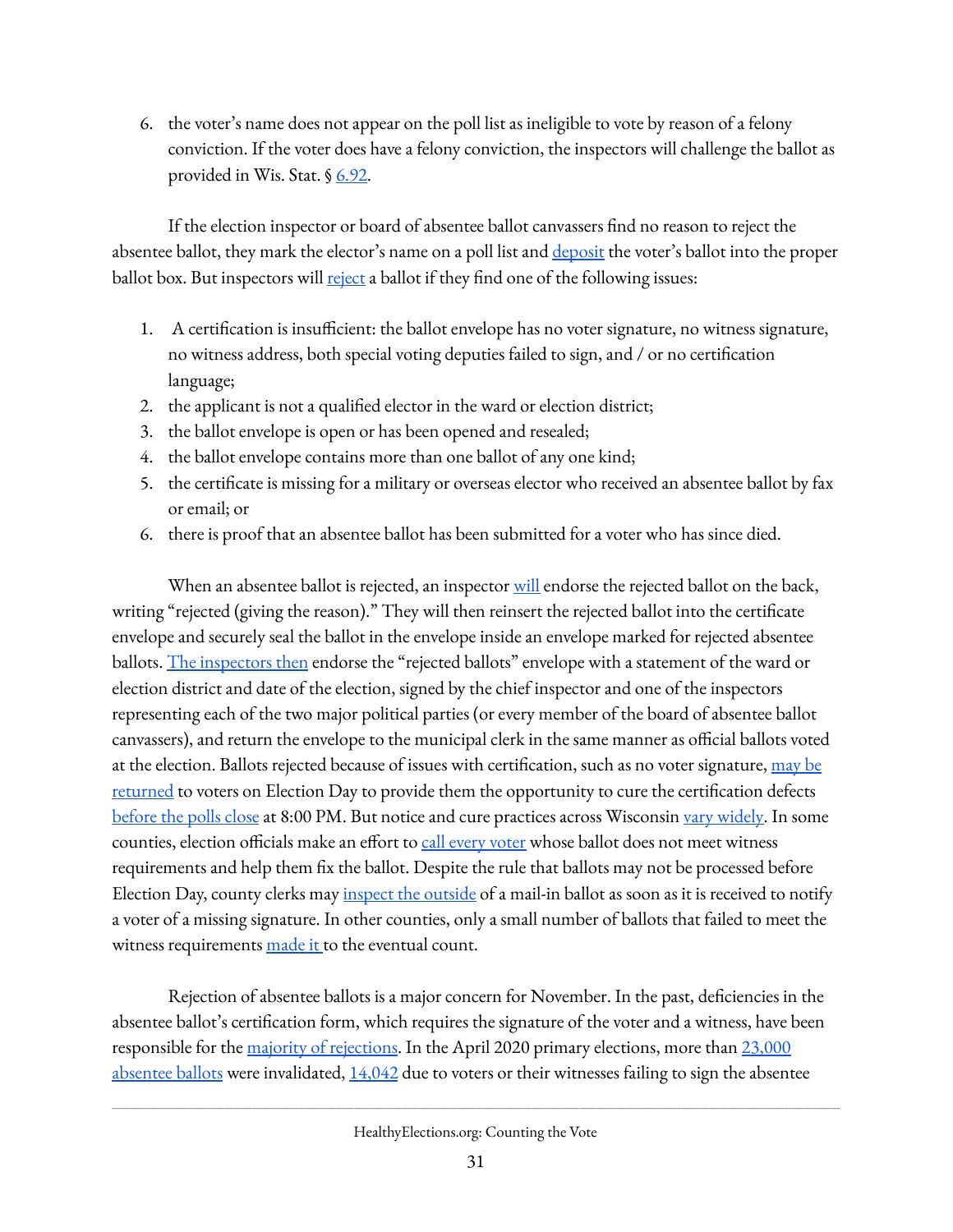6. the voter's name does not appear on the poll list as ineligible to vote by reason of a felony conviction. If the voter does have a felony conviction, the inspectors will challenge the ballot as provided in Wis. Stat. § 6.92.

If the election inspector or board of absentee ballot canvassers find no reason to reject the absentee ballot, they mark the elector's name on a poll list and deposit the voter's ballot into the proper ballot box. But inspectors will reject a ballot if they find one of the following issues:

1. A certification is insufficient: the ballot envelope has no voter signature, no witness signature, no witness address, both special voting deputies failed to sign, and / or no certification language;
2. the applicant is not a qualified elector in the ward or election district;
3. the ballot envelope is open or has been opened and resealed;
4. the ballot envelope contains more than one ballot of any one kind;
5. the certificate is missing for a military or overseas elector who received an absentee ballot by fax or email; or
6. there is proof that an absentee ballot has been submitted for a voter who has since died.

When an absentee ballot is rejected, an inspector will endorse the rejected ballot on the back, writing "rejected (giving the reason)." They will then reinsert the rejected ballot into the certificate envelope and securely seal the ballot in the envelope inside an envelope marked for rejected absentee ballots. The inspectors then endorse the "rejected ballots" envelope with a statement of the ward or election district and date of the election, signed by the chief inspector and one of the inspectors representing each of the two major political parties (or every member of the board of absentee ballot canvassers), and return the envelope to the municipal clerk in the same manner as official ballots voted at the election. Ballots rejected because of issues with certification, such as no voter signature, may be returned to voters on Election Day to provide them the opportunity to cure the certification defects before the polls close at 8:00 PM. But notice and cure practices across Wisconsin vary widely. In some counties, election officials make an effort to call every voter whose ballot does not meet witness requirements and help them fix the ballot. Despite the rule that ballots may not be processed before Election Day, county clerks may inspect the outside of a mail-in ballot as soon as it is received to notify a voter of a missing signature. In other counties, only a small number of ballots that failed to meet the witness requirements made it to the eventual count.

Rejection of absentee ballots is a major concern for November. In the past, deficiencies in the absentee ballot's certification form, which requires the signature of the voter and a witness, have been responsible for the majority of rejections. In the April 2020 primary elections, more than 23,000 absentee ballots were invalidated, 14,042 due to voters or their witnesses failing to sign the absentee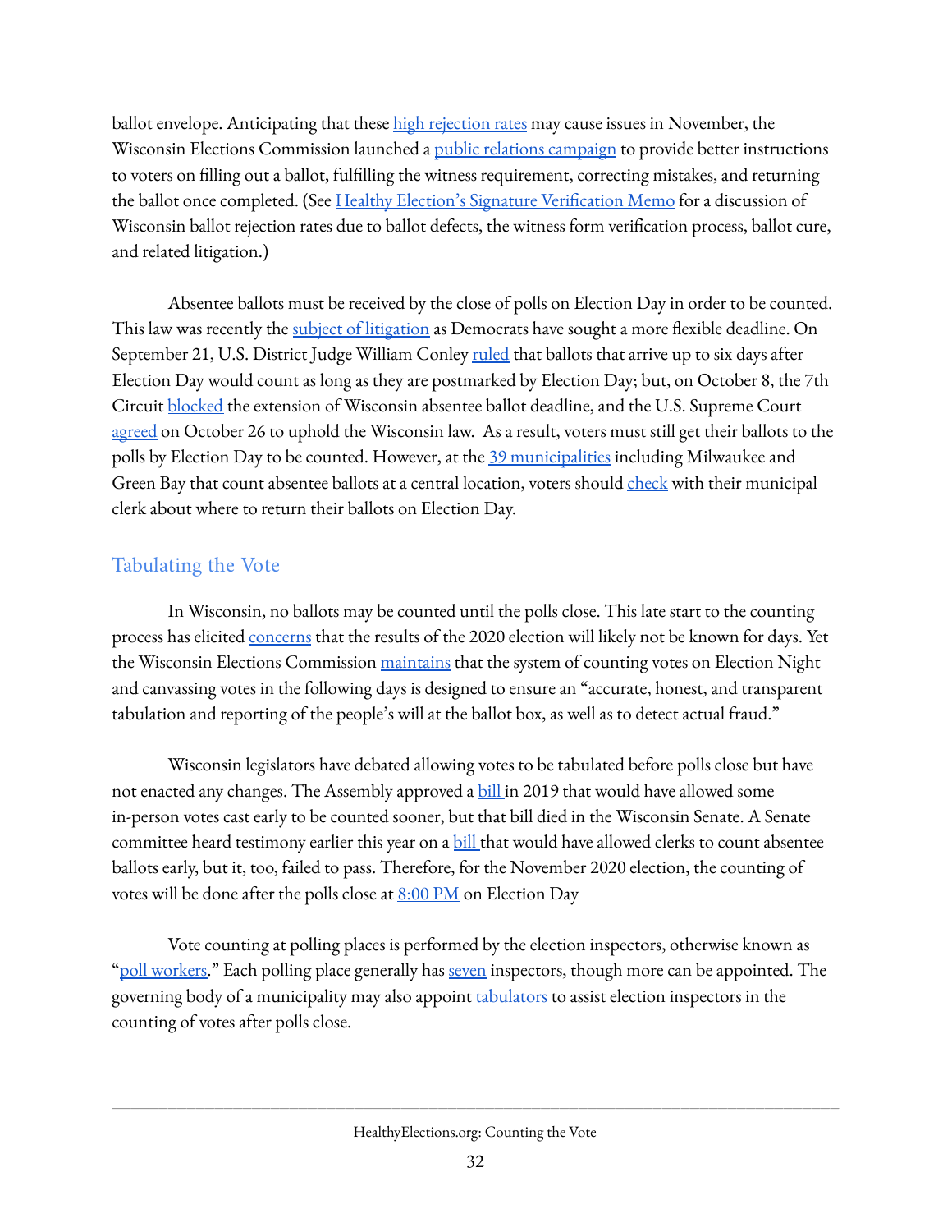ballot envelope. Anticipating that these high rejection rates may cause issues in November, the Wisconsin Elections Commission launched a public relations campaign to provide better instructions to voters on filling out a ballot, fulfilling the witness requirement, correcting mistakes, and returning the ballot once completed. (See Healthy Election's Signature Verification Memo for a discussion of Wisconsin ballot rejection rates due to ballot defects, the witness form verification process, ballot cure, and related litigation.)

Absentee ballots must be received by the close of polls on Election Day in order to be counted. This law was recently the subject of litigation as Democrats have sought a more flexible deadline. On September 21, U.S. District Judge William Conley ruled that ballots that arrive up to six days after Election Day would count as long as they are postmarked by Election Day; but, on October 8, the 7th Circuit blocked the extension of Wisconsin absentee ballot deadline, and the U.S. Supreme Court agreed on October 26 to uphold the Wisconsin law. As a result, voters must still get their ballots to the polls by Election Day to be counted. However, at the 39 municipalities including Milwaukee and Green Bay that count absentee ballots at a central location, voters should check with their municipal clerk about where to return their ballots on Election Day.

## Tabulating the Vote

In Wisconsin, no ballots may be counted until the polls close. This late start to the counting process has elicited concerns that the results of the 2020 election will likely not be known for days. Yet the Wisconsin Elections Commission maintains that the system of counting votes on Election Night and canvassing votes in the following days is designed to ensure an "accurate, honest, and transparent tabulation and reporting of the people's will at the ballot box, as well as to detect actual fraud."

Wisconsin legislators have debated allowing votes to be tabulated before polls close but have not enacted any changes. The Assembly approved a bill in 2019 that would have allowed some in-person votes cast early to be counted sooner, but that bill died in the Wisconsin Senate. A Senate committee heard testimony earlier this year on a bill that would have allowed clerks to count absentee ballots early, but it, too, failed to pass. Therefore, for the November 2020 election, the counting of votes will be done after the polls close at 8:00 PM on Election Day

Vote counting at polling places is performed by the election inspectors, otherwise known as "poll workers." Each polling place generally has seven inspectors, though more can be appointed. The governing body of a municipality may also appoint tabulators to assist election inspectors in the counting of votes after polls close.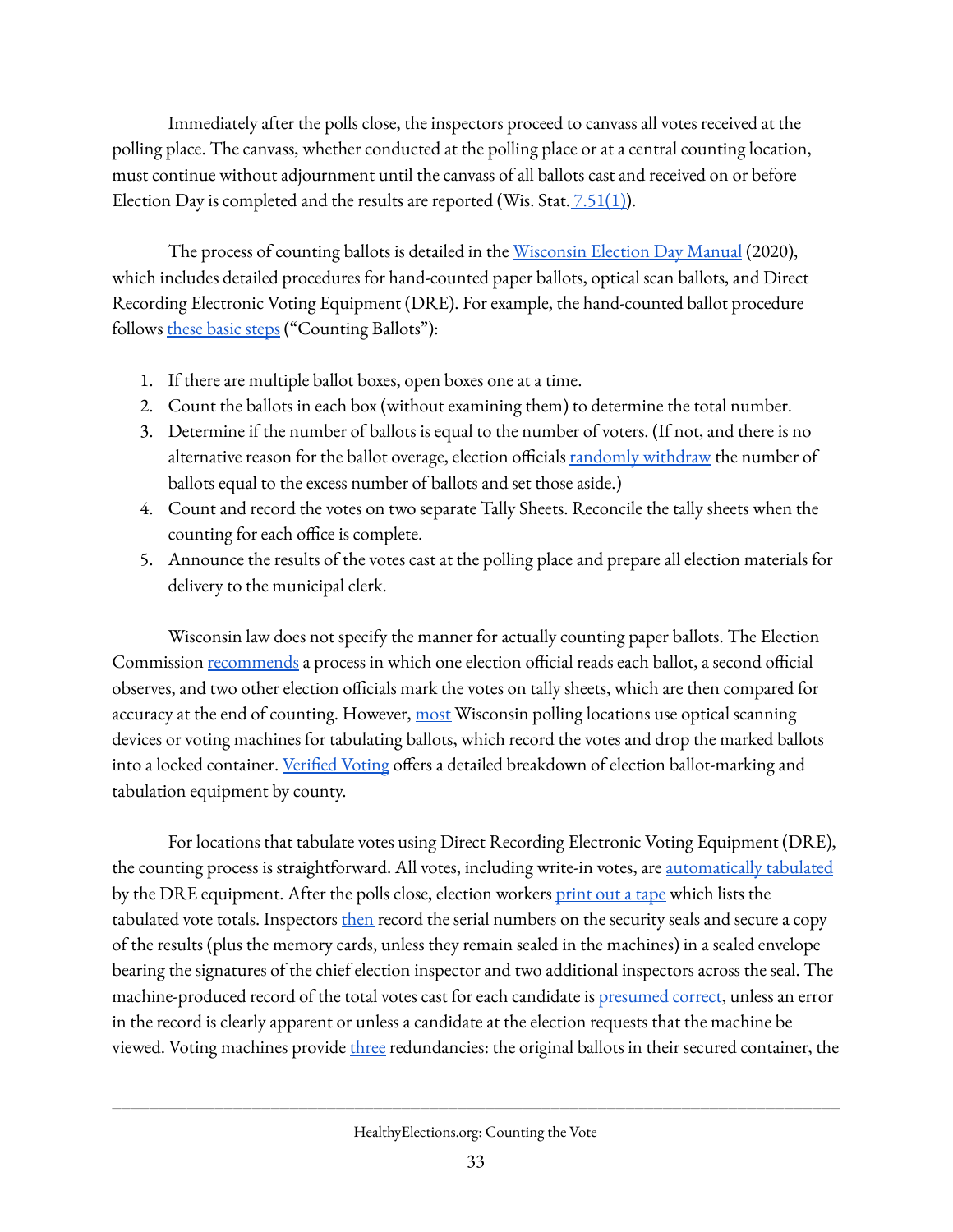Immediately after the polls close, the inspectors proceed to canvass all votes received at the polling place. The canvass, whether conducted at the polling place or at a central counting location, must continue without adjournment until the canvass of all ballots cast and received on or before Election Day is completed and the results are reported (Wis. Stat. 7.51(1)).

The process of counting ballots is detailed in the Wisconsin Election Day Manual (2020), which includes detailed procedures for hand-counted paper ballots, optical scan ballots, and Direct Recording Electronic Voting Equipment (DRE). For example, the hand-counted ballot procedure follows these basic steps ("Counting Ballots"):

1. If there are multiple ballot boxes, open boxes one at a time.
2. Count the ballots in each box (without examining them) to determine the total number.
3. Determine if the number of ballots is equal to the number of voters. (If not, and there is no alternative reason for the ballot overage, election officials randomly withdraw the number of ballots equal to the excess number of ballots and set those aside.)
4. Count and record the votes on two separate Tally Sheets. Reconcile the tally sheets when the counting for each office is complete.
5. Announce the results of the votes cast at the polling place and prepare all election materials for delivery to the municipal clerk.

Wisconsin law does not specify the manner for actually counting paper ballots. The Election Commission recommends a process in which one election official reads each ballot, a second official observes, and two other election officials mark the votes on tally sheets, which are then compared for accuracy at the end of counting. However, most Wisconsin polling locations use optical scanning devices or voting machines for tabulating ballots, which record the votes and drop the marked ballots into a locked container. Verified Voting offers a detailed breakdown of election ballot-marking and tabulation equipment by county.

For locations that tabulate votes using Direct Recording Electronic Voting Equipment (DRE), the counting process is straightforward. All votes, including write-in votes, are automatically tabulated by the DRE equipment. After the polls close, election workers print out a tape which lists the tabulated vote totals. Inspectors then record the serial numbers on the security seals and secure a copy of the results (plus the memory cards, unless they remain sealed in the machines) in a sealed envelope bearing the signatures of the chief election inspector and two additional inspectors across the seal. The machine-produced record of the total votes cast for each candidate is presumed correct, unless an error in the record is clearly apparent or unless a candidate at the election requests that the machine be viewed. Voting machines provide three redundancies: the original ballots in their secured container, the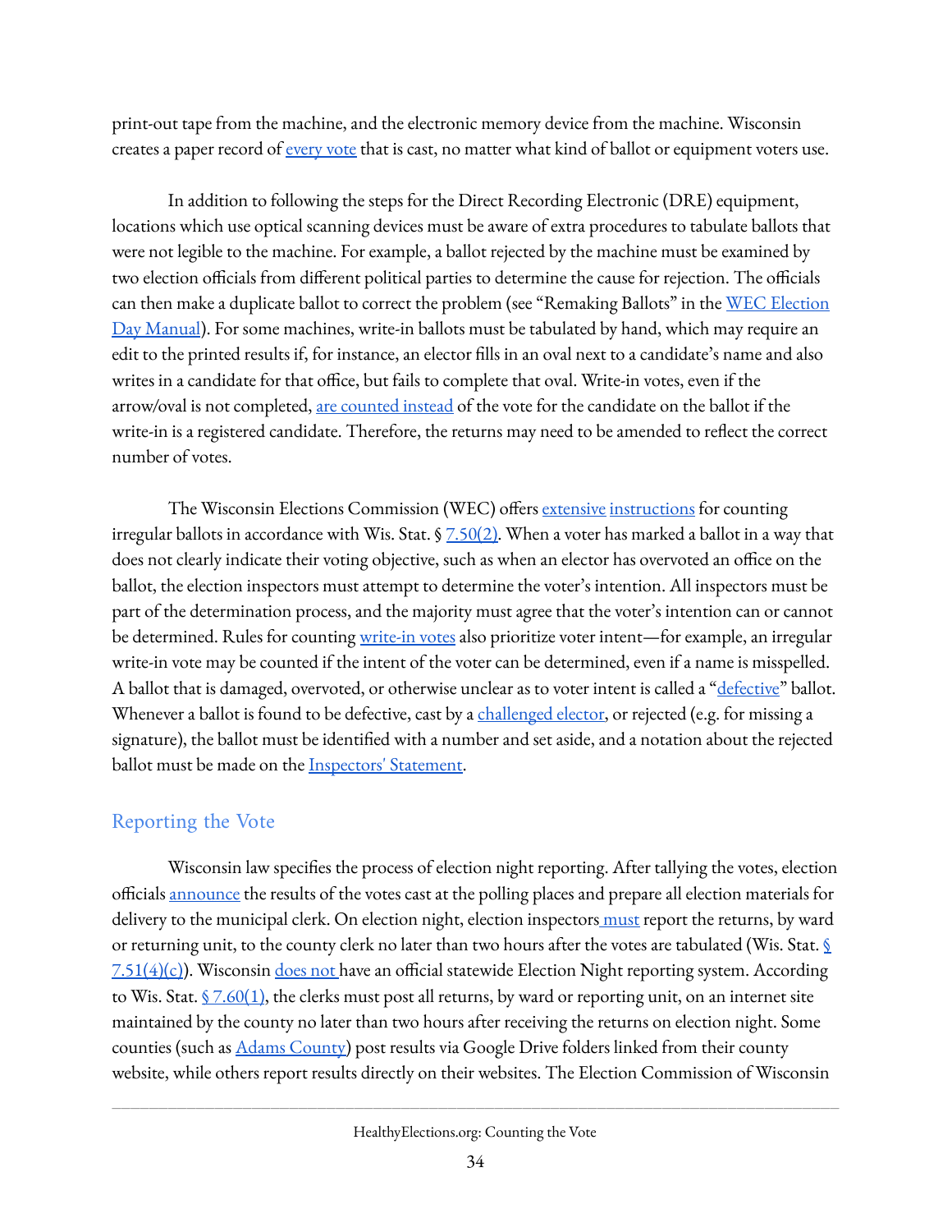print-out tape from the machine, and the electronic memory device from the machine. Wisconsin creates a paper record of every vote that is cast, no matter what kind of ballot or equipment voters use.

In addition to following the steps for the Direct Recording Electronic (DRE) equipment, locations which use optical scanning devices must be aware of extra procedures to tabulate ballots that were not legible to the machine. For example, a ballot rejected by the machine must be examined by two election officials from different political parties to determine the cause for rejection. The officials can then make a duplicate ballot to correct the problem (see "Remaking Ballots" in the WEC Election Day Manual). For some machines, write-in ballots must be tabulated by hand, which may require an edit to the printed results if, for instance, an elector fills in an oval next to a candidate's name and also writes in a candidate for that office, but fails to complete that oval. Write-in votes, even if the arrow/oval is not completed, are counted instead of the vote for the candidate on the ballot if the write-in is a registered candidate. Therefore, the returns may need to be amended to reflect the correct number of votes.

The Wisconsin Elections Commission (WEC) offers extensive instructions for counting irregular ballots in accordance with Wis. Stat. § 7.50(2). When a voter has marked a ballot in a way that does not clearly indicate their voting objective, such as when an elector has overvoted an office on the ballot, the election inspectors must attempt to determine the voter's intention. All inspectors must be part of the determination process, and the majority must agree that the voter's intention can or cannot be determined. Rules for counting write-in votes also prioritize voter intent—for example, an irregular write-in vote may be counted if the intent of the voter can be determined, even if a name is misspelled. A ballot that is damaged, overvoted, or otherwise unclear as to voter intent is called a "defective" ballot. Whenever a ballot is found to be defective, cast by a challenged elector, or rejected (e.g. for missing a signature), the ballot must be identified with a number and set aside, and a notation about the rejected ballot must be made on the Inspectors' Statement.

## Reporting the Vote

Wisconsin law specifies the process of election night reporting. After tallying the votes, election officials announce the results of the votes cast at the polling places and prepare all election materials for delivery to the municipal clerk. On election night, election inspectors must report the returns, by ward or returning unit, to the county clerk no later than two hours after the votes are tabulated (Wis. Stat. § 7.51(4)(c)). Wisconsin does not have an official statewide Election Night reporting system. According to Wis. Stat. § 7.60(1), the clerks must post all returns, by ward or reporting unit, on an internet site maintained by the county no later than two hours after receiving the returns on election night. Some counties (such as Adams County) post results via Google Drive folders linked from their county website, while others report results directly on their websites. The Election Commission of Wisconsin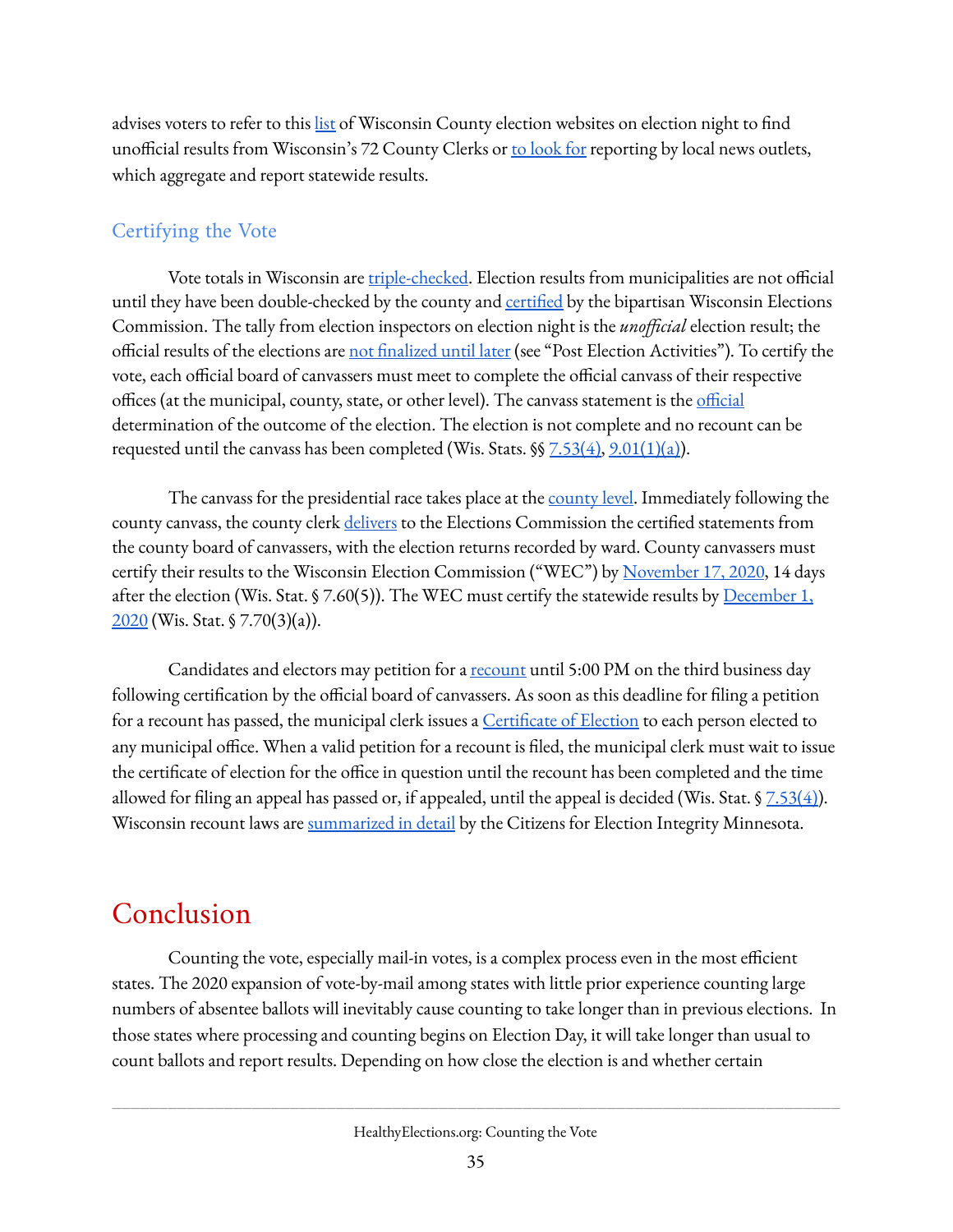advises voters to refer to this list of Wisconsin County election websites on election night to find unofficial results from Wisconsin's 72 County Clerks or to look for reporting by local news outlets, which aggregate and report statewide results.

### Certifying the Vote

Vote totals in Wisconsin are triple-checked. Election results from municipalities are not official until they have been double-checked by the county and certified by the bipartisan Wisconsin Elections Commission. The tally from election inspectors on election night is the *unofficial* election result; the official results of the elections are not finalized until later (see "Post Election Activities"). To certify the vote, each official board of canvassers must meet to complete the official canvass of their respective offices (at the municipal, county, state, or other level). The canvass statement is the official determination of the outcome of the election. The election is not complete and no recount can be requested until the canvass has been completed (Wis. Stats. §§ 7.53(4), 9.01(1)(a)).

The canvass for the presidential race takes place at the county level. Immediately following the county canvass, the county clerk delivers to the Elections Commission the certified statements from the county board of canvassers, with the election returns recorded by ward. County canvassers must certify their results to the Wisconsin Election Commission ("WEC") by November 17, 2020, 14 days after the election (Wis. Stat. § 7.60(5)). The WEC must certify the statewide results by December 1, 2020 (Wis. Stat. § 7.70(3)(a)).

Candidates and electors may petition for a recount until 5:00 PM on the third business day following certification by the official board of canvassers. As soon as this deadline for filing a petition for a recount has passed, the municipal clerk issues a Certificate of Election to each person elected to any municipal office. When a valid petition for a recount is filed, the municipal clerk must wait to issue the certificate of election for the office in question until the recount has been completed and the time allowed for filing an appeal has passed or, if appealed, until the appeal is decided (Wis. Stat. § 7.53(4)). Wisconsin recount laws are summarized in detail by the Citizens for Election Integrity Minnesota.

# Conclusion

Counting the vote, especially mail-in votes, is a complex process even in the most efficient states. The 2020 expansion of vote-by-mail among states with little prior experience counting large numbers of absentee ballots will inevitably cause counting to take longer than in previous elections. In those states where processing and counting begins on Election Day, it will take longer than usual to count ballots and report results. Depending on how close the election is and whether certain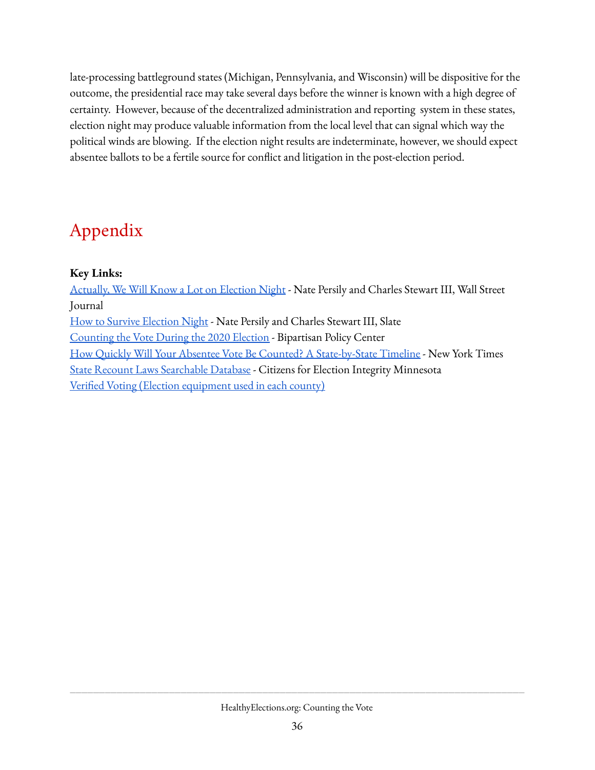late-processing battleground states (Michigan, Pennsylvania, and Wisconsin) will be dispositive for the outcome, the presidential race may take several days before the winner is known with a high degree of certainty. However, because of the decentralized administration and reporting system in these states, election night may produce valuable information from the local level that can signal which way the political winds are blowing. If the election night results are indeterminate, however, we should expect absentee ballots to be a fertile source for conflict and litigation in the post-election period.

# Appendix

**Key Links:**

Actually, We Will Know a Lot on Election Night - Nate Persily and Charles Stewart III, Wall Street Journal
How to Survive Election Night - Nate Persily and Charles Stewart III, Slate
Counting the Vote During the 2020 Election - Bipartisan Policy Center
How Quickly Will Your Absentee Vote Be Counted? A State-by-State Timeline - New York Times
State Recount Laws Searchable Database - Citizens for Election Integrity Minnesota
Verified Voting (Election equipment used in each county)